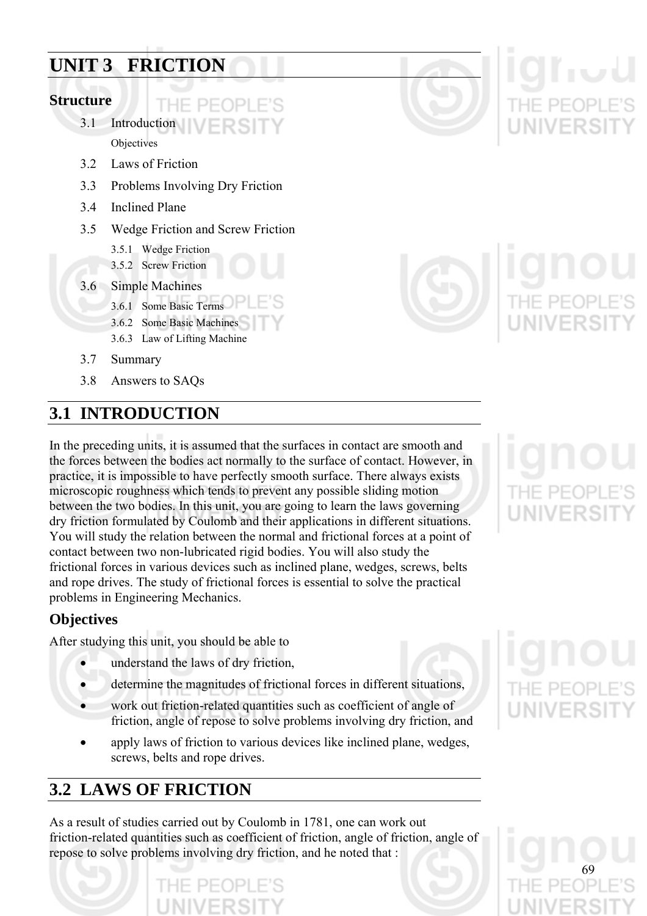# UNIT 3 FRICTION

## Structure

3.1 Introduction

Objectives

3.2 Laws of Friction

3.3 Problems Involving Dry Friction

3.4 Inclined Plane

3.5 Wedge Friction and Screw Friction

3.5.1 Wedge Friction

3.5.2 Screw Friction

3.6 Simple Machines

3.6.1 Some Basic Terms

3.6.2 Some Basic Machines

3.6.3 Law of Lifting Machine

3.7 Summary

3.8 Answers to SAQs

## 3.1 INTRODUCTION

In the preceding units, it is assumed that the surfaces in contact are smooth and the forces between the bodies act normally to the surface of contact. However, in practice, it is impossible to have perfectly smooth surface. There always exists microscopic roughness which tends to prevent any possible sliding motion between the two bodies. In this unit, you are going to learn the laws governing dry friction formulated by Coulomb and their applications in different situations. You will study the relation between the normal and frictional forces at a point of contact between two non-lubricated rigid bodies. You will also study the frictional forces in various devices such as inclined plane, wedges, screws, belts and rope drives. The study of frictional forces is essential to solve the practical problems in Engineering Mechanics.

### Objectives

After studying this unit, you should be able to

- understand the laws of dry friction,
- determine the magnitudes of frictional forces in different situations,
- work out friction-related quantities such as coefficient of angle of friction, angle of repose to solve problems involving dry friction, and
- apply laws of friction to various devices like inclined plane, wedges, screws, belts and rope drives.

## 3.2 LAWS OF FRICTION

As a result of studies carried out by Coulomb in 1781, one can work out friction-related quantities such as coefficient of friction, angle of friction, angle of repose to solve problems involving dry friction, and he noted that :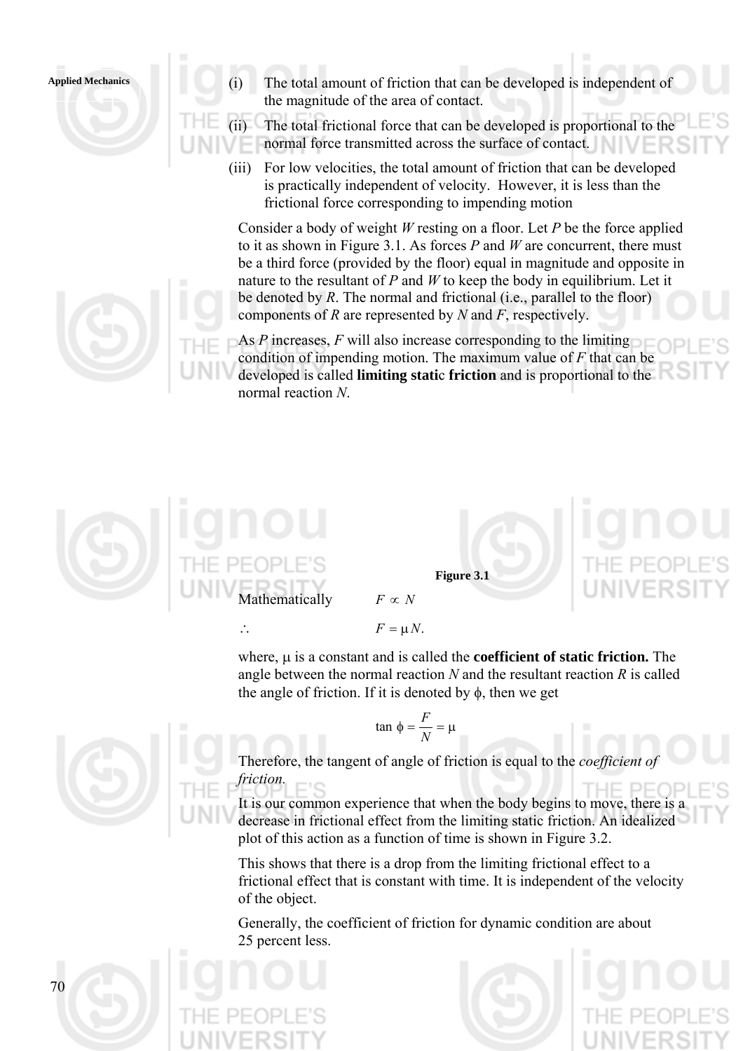(i) The total amount of friction that can be developed is independent of the magnitude of the area of contact.

(ii) The total frictional force that can be developed is proportional to the normal force transmitted across the surface of contact.

(iii) For low velocities, the total amount of friction that can be developed is practically independent of velocity. However, it is less than the frictional force corresponding to impending motion

Consider a body of weight *W* resting on a floor. Let *P* be the force applied to it as shown in Figure 3.1. As forces *P* and *W* are concurrent, there must be a third force (provided by the floor) equal in magnitude and opposite in nature to the resultant of *P* and *W* to keep the body in equilibrium. Let it be denoted by *R*. The normal and frictional (i.e., parallel to the floor) components of *R* are represented by *N* and *F*, respectively.

As *P* increases, *F* will also increase corresponding to the limiting condition of impending motion. The maximum value of *F* that can be developed is called **limiting static friction** and is proportional to the normal reaction *N*.

**Figure 3.1**

Mathematically $\quad F \propto N$

$\therefore \quad F = \mu N.$

where, $\mu$ is a constant and is called the **coefficient of static friction.** The angle between the normal reaction *N* and the resultant reaction *R* is called the angle of friction. If it is denoted by $\phi$, then we get

$$\tan \phi = \frac{F}{N} = \mu$$

Therefore, the tangent of angle of friction is equal to the *coefficient of friction.*

It is our common experience that when the body begins to move, there is a decrease in frictional effect from the limiting static friction. An idealized plot of this action as a function of time is shown in Figure 3.2.

This shows that there is a drop from the limiting frictional effect to a frictional effect that is constant with time. It is independent of the velocity of the object.

Generally, the coefficient of friction for dynamic condition are about 25 percent less.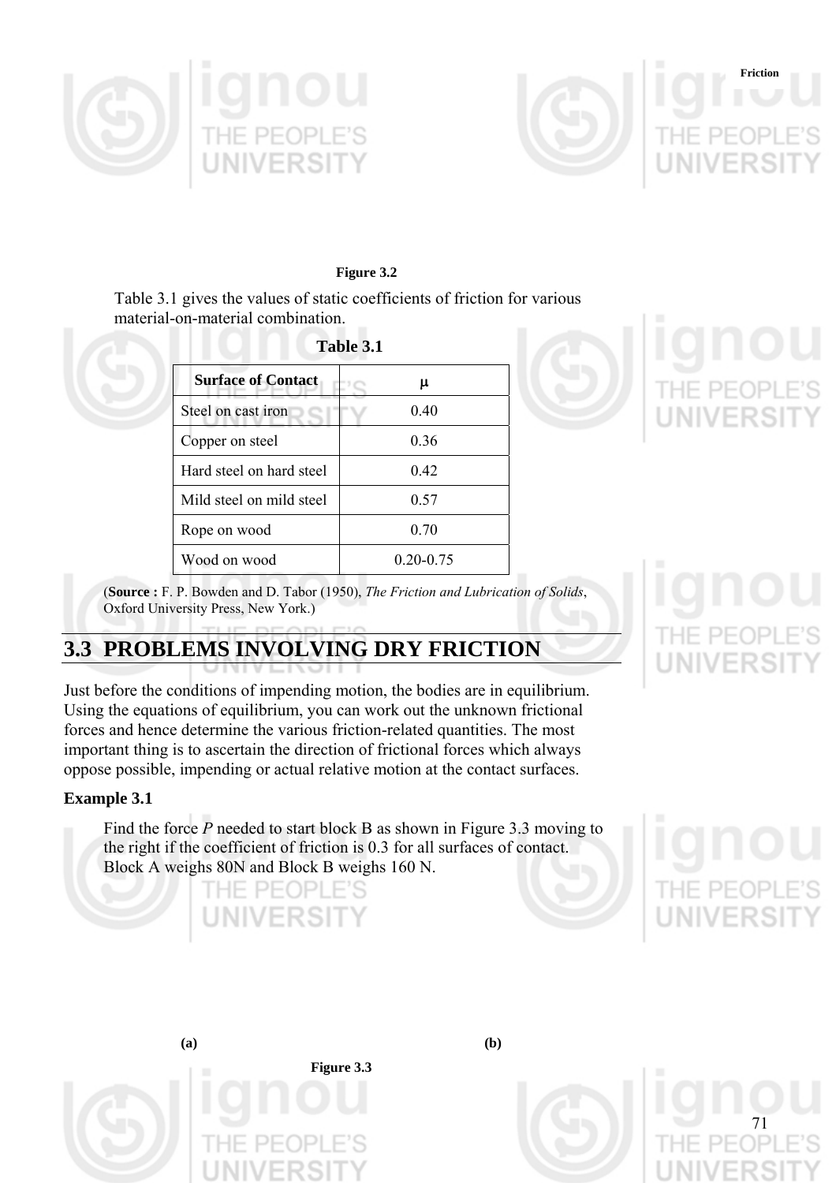Figure 3.2

Table 3.1 gives the values of static coefficients of friction for various material-on-material combination.

**Table 3.1**

| Surface of Contact | $\mu$ |
|---|---|
| Steel on cast iron | 0.40 |
| Copper on steel | 0.36 |
| Hard steel on hard steel | 0.42 |
| Mild steel on mild steel | 0.57 |
| Rope on wood | 0.70 |
| Wood on wood | 0.20-0.75 |

(**Source :** F. P. Bowden and D. Tabor (1950), *The Friction and Lubrication of Solids*, Oxford University Press, New York.)

## 3.3 PROBLEMS INVOLVING DRY FRICTION

Just before the conditions of impending motion, the bodies are in equilibrium. Using the equations of equilibrium, you can work out the unknown frictional forces and hence determine the various friction-related quantities. The most important thing is to ascertain the direction of frictional forces which always oppose possible, impending or actual relative motion at the contact surfaces.

### Example 3.1

Find the force $P$ needed to start block B as shown in Figure 3.3 moving to the right if the coefficient of friction is 0.3 for all surfaces of contact. Block A weighs 80N and Block B weighs 160 N.

(a) (b)

Figure 3.3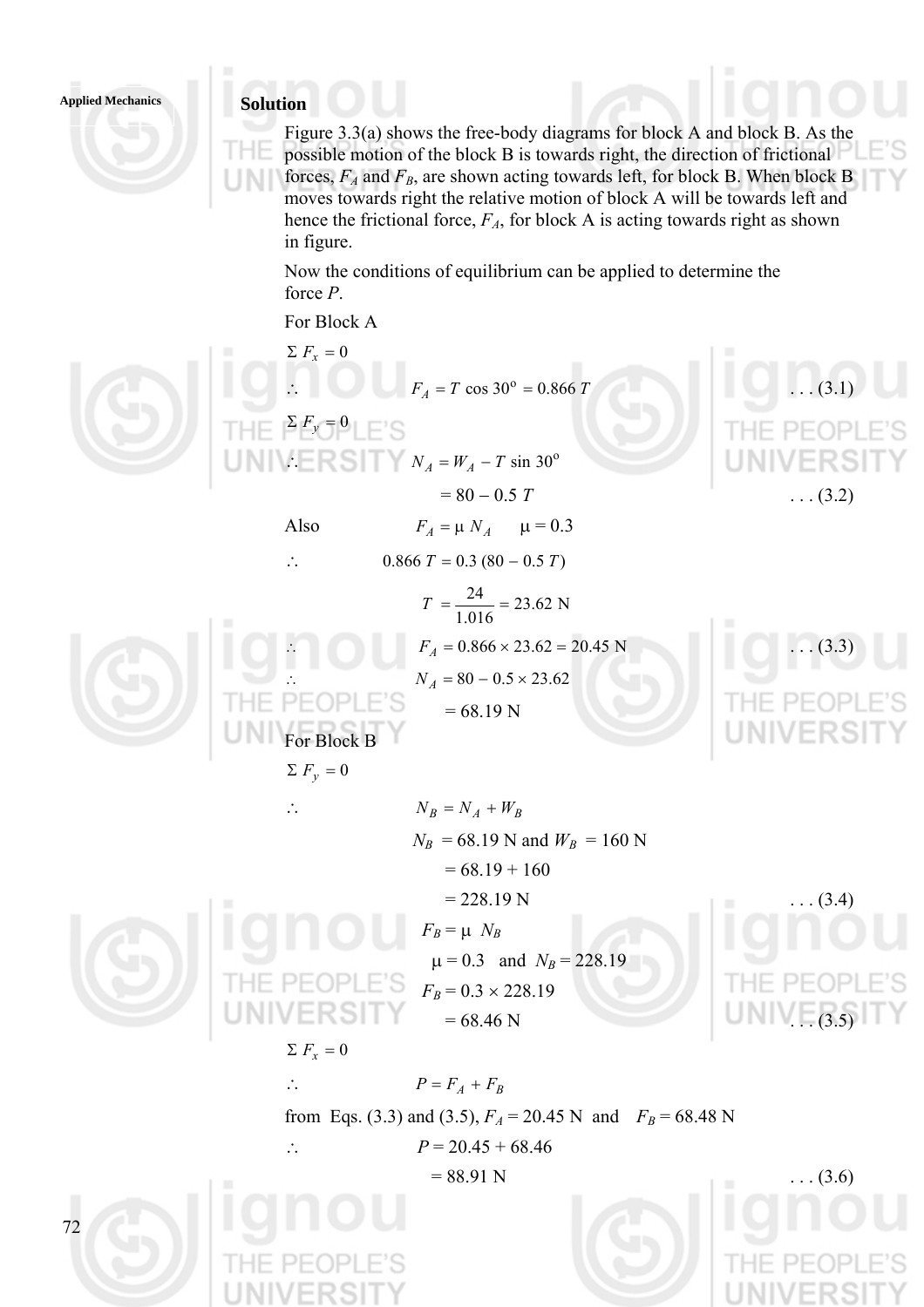### Solution

Figure 3.3(a) shows the free-body diagrams for block A and block B. As the possible motion of the block B is towards right, the direction of frictional forces, $F_A$ and $F_B$, are shown acting towards left, for block B. When block B moves towards right the relative motion of block A will be towards left and hence the frictional force, $F_A$, for block A is acting towards right as shown in figure.

Now the conditions of equilibrium can be applied to determine the force $P$.

For Block A

$\Sigma F_x = 0$

$$\therefore \quad F_A = T \cos 30^o = 0.866\, T \qquad \ldots (3.1)$$

$\Sigma F_y = 0$

$$\therefore \quad N_A = W_A - T \sin 30^o$$

$$= 80 - 0.5\, T \qquad \ldots (3.2)$$

Also $\quad F_A = \mu\, N_A \qquad \mu = 0.3$

$$\therefore \quad 0.866\, T = 0.3\,(80 - 0.5\, T)$$

$$T = \frac{24}{1.016} = 23.62 \text{ N}$$

$$\therefore \quad F_A = 0.866 \times 23.62 = 20.45 \text{ N} \qquad \ldots (3.3)$$

$$\therefore \quad N_A = 80 - 0.5 \times 23.62$$

$$= 68.19 \text{ N}$$

For Block B

$\Sigma F_y = 0$

$$\therefore \quad N_B = N_A + W_B$$

$N_B$ = 68.19 N and $W_B$ = 160 N

$$= 68.19 + 160$$

$$= 228.19 \text{ N} \qquad \ldots (3.4)$$

$$F_B = \mu\ N_B$$

$\mu = 0.3$ and $N_B = 228.19$

$$F_B = 0.3 \times 228.19$$

$$= 68.46 \text{ N} \qquad \ldots (3.5)$$

$\Sigma F_x = 0$

$$\therefore \quad P = F_A + F_B$$

from Eqs. (3.3) and (3.5), $F_A$ = 20.45 N and $F_B$ = 68.48 N

$$\therefore \quad P = 20.45 + 68.46$$

$$= 88.91 \text{ N} \qquad \ldots (3.6)$$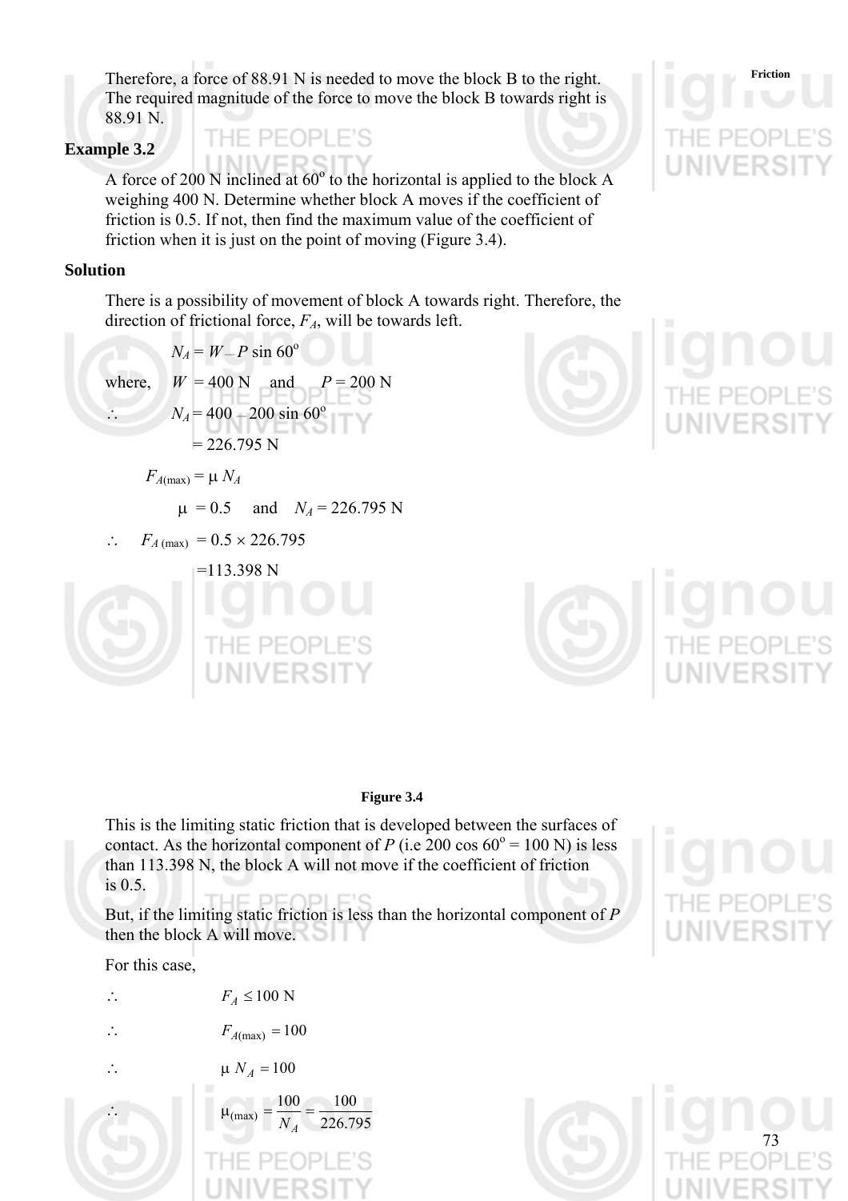Therefore, a force of 88.91 N is needed to move the block B to the right. The required magnitude of the force to move the block B towards right is 88.91 N.

### Example 3.2

A force of 200 N inclined at 60° to the horizontal is applied to the block A weighing 400 N. Determine whether block A moves if the coefficient of friction is 0.5. If not, then find the maximum value of the coefficient of friction when it is just on the point of moving (Figure 3.4).

### Solution

There is a possibility of movement of block A towards right. Therefore, the direction of frictional force, $F_A$, will be towards left.

$$N_A = W - P \sin 60^\circ$$

where, $W = 400$ N and $P = 200$ N

$$\therefore \quad N_A = 400 - 200 \sin 60^\circ$$

$$= 226.795 \text{ N}$$

$$F_{A(\max)} = \mu \, N_A$$

$$\mu = 0.5 \quad \text{and} \quad N_A = 226.795 \text{ N}$$

$$\therefore \quad F_{A\,(\max)} = 0.5 \times 226.795$$

$$= 113.398 \text{ N}$$

**Figure 3.4**

This is the limiting static friction that is developed between the surfaces of contact. As the horizontal component of $P$ (i.e 200 cos 60° = 100 N) is less than 113.398 N, the block A will not move if the coefficient of friction is 0.5.

But, if the limiting static friction is less than the horizontal component of $P$ then the block A will move.

For this case,

$$\therefore \quad F_A \leq 100 \text{ N}$$

$$\therefore \quad F_{A(\max)} = 100$$

$$\therefore \quad \mu \, N_A = 100$$

$$\therefore \quad \mu_{(\max)} = \frac{100}{N_A} = \frac{100}{226.795}$$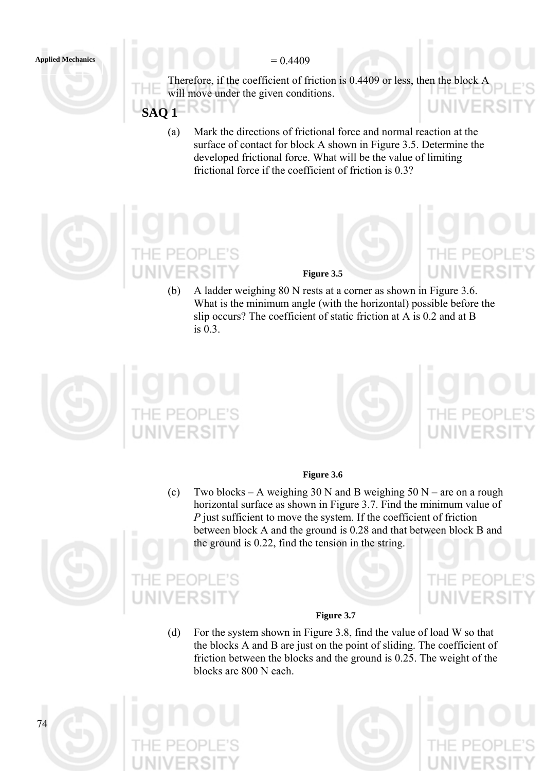$$= 0.4409$$

Therefore, if the coefficient of friction is 0.4409 or less, then the block A will move under the given conditions.

## SAQ 1

(a) Mark the directions of frictional force and normal reaction at the surface of contact for block A shown in Figure 3.5. Determine the developed frictional force. What will be the value of limiting frictional force if the coefficient of friction is 0.3?

**Figure 3.5**

(b) A ladder weighing 80 N rests at a corner as shown in Figure 3.6. What is the minimum angle (with the horizontal) possible before the slip occurs? The coefficient of static friction at A is 0.2 and at B is 0.3.

**Figure 3.6**

(c) Two blocks – A weighing 30 N and B weighing 50 N – are on a rough horizontal surface as shown in Figure 3.7. Find the minimum value of *P* just sufficient to move the system. If the coefficient of friction between block A and the ground is 0.28 and that between block B and the ground is 0.22, find the tension in the string.

**Figure 3.7**

(d) For the system shown in Figure 3.8, find the value of load W so that the blocks A and B are just on the point of sliding. The coefficient of friction between the blocks and the ground is 0.25. The weight of the blocks are 800 N each.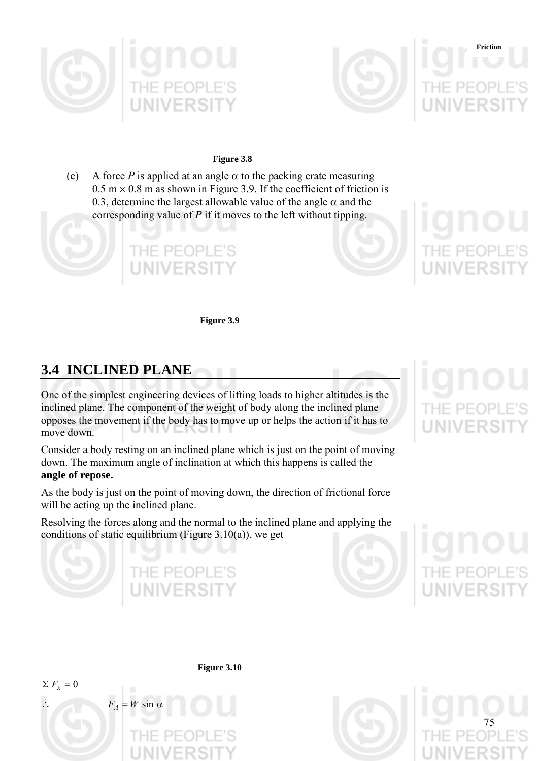**Figure 3.8**

(e) A force $P$ is applied at an angle $\alpha$ to the packing crate measuring $0.5 \text{ m} \times 0.8 \text{ m}$ as shown in Figure 3.9. If the coefficient of friction is 0.3, determine the largest allowable value of the angle $\alpha$ and the corresponding value of $P$ if it moves to the left without tipping.

**Figure 3.9**

## 3.4 INCLINED PLANE

One of the simplest engineering devices of lifting loads to higher altitudes is the inclined plane. The component of the weight of body along the inclined plane opposes the movement if the body has to move up or helps the action if it has to move down.

Consider a body resting on an inclined plane which is just on the point of moving down. The maximum angle of inclination at which this happens is called the **angle of repose.**

As the body is just on the point of moving down, the direction of frictional force will be acting up the inclined plane.

Resolving the forces along and the normal to the inclined plane and applying the conditions of static equilibrium (Figure 3.10(a)), we get

**Figure 3.10**

$\Sigma F_x = 0$

$\therefore \quad F_A = W \sin \alpha$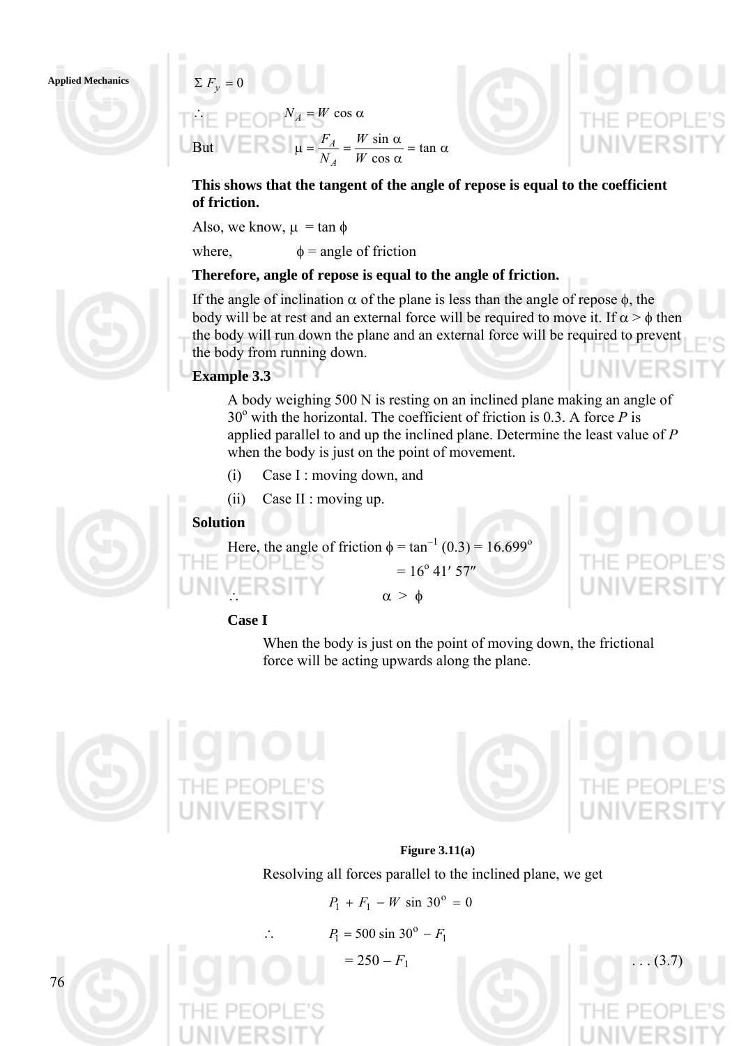$$\Sigma F_y = 0$$

$$\therefore \quad N_A = W \cos \alpha$$

But $$\mu = \frac{F_A}{N_A} = \frac{W \sin \alpha}{W \cos \alpha} = \tan \alpha$$

**This shows that the tangent of the angle of repose is equal to the coefficient of friction.**

Also, we know, $\mu = \tan \phi$

where, $\phi$ = angle of friction

**Therefore, angle of repose is equal to the angle of friction.**

If the angle of inclination $\alpha$ of the plane is less than the angle of repose $\phi$, the body will be at rest and an external force will be required to move it. If $\alpha > \phi$ then the body will run down the plane and an external force will be required to prevent the body from running down.

**Example 3.3**

A body weighing 500 N is resting on an inclined plane making an angle of $30^o$ with the horizontal. The coefficient of friction is 0.3. A force *P* is applied parallel to and up the inclined plane. Determine the least value of *P* when the body is just on the point of movement.

(i) Case I : moving down, and

(ii) Case II : moving up.

**Solution**

Here, the angle of friction $\phi = \tan^{-1}(0.3) = 16.699^o$

$$= 16^o\, 41'\, 57''$$

$$\therefore \quad \alpha > \phi$$

**Case I**

When the body is just on the point of moving down, the frictional force will be acting upwards along the plane.

**Figure 3.11(a)**

Resolving all forces parallel to the inclined plane, we get

$$P_1 + F_1 - W \sin 30^o = 0$$

$$\therefore \quad P_1 = 500 \sin 30^o - F_1$$

$$= 250 - F_1 \quad \quad \ldots (3.7)$$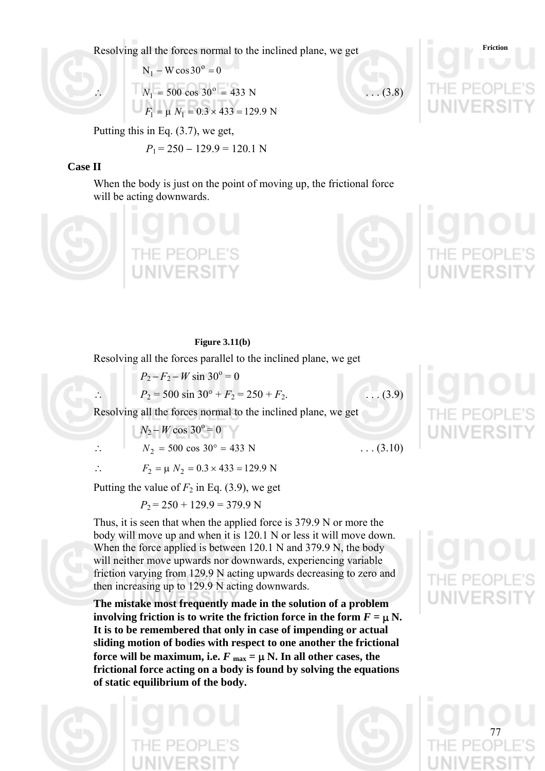Resolving all the forces normal to the inclined plane, we get

$$N_1 - W \cos 30^o = 0$$

$$\therefore \quad N_1 = 500 \cos 30^o = 433 \text{ N} \qquad \ldots (3.8)$$

$$F_1 = \mu N_1 = 0.3 \times 433 = 129.9 \text{ N}$$

Putting this in Eq. (3.7), we get,

$$P_1 = 250 - 129.9 = 120.1 \text{ N}$$

**Case II**

When the body is just on the point of moving up, the frictional force will be acting downwards.

Figure 3.11(b)

Resolving all the forces parallel to the inclined plane, we get

$$P_2 - F_2 - W \sin 30^o = 0$$

$$\therefore \quad P_2 = 500 \sin 30° + F_2 = 250 + F_2. \qquad \ldots (3.9)$$

Resolving all the forces normal to the inclined plane, we get

$$N_2 - W \cos 30^o = 0$$

$$\therefore \quad N_2 = 500 \cos 30° = 433 \text{ N} \qquad \ldots (3.10)$$

$$\therefore \quad F_2 = \mu N_2 = 0.3 \times 433 = 129.9 \text{ N}$$

Putting the value of $F_2$ in Eq. (3.9), we get

$$P_2 = 250 + 129.9 = 379.9 \text{ N}$$

Thus, it is seen that when the applied force is 379.9 N or more the body will move up and when it is 120.1 N or less it will move down. When the force applied is between 120.1 N and 379.9 N, the body will neither move upwards nor downwards, experiencing variable friction varying from 129.9 N acting upwards decreasing to zero and then increasing up to 129.9 N acting downwards.

**The mistake most frequently made in the solution of a problem involving friction is to write the friction force in the form $F = \mu N$. It is to be remembered that only in case of impending or actual sliding motion of bodies with respect to one another the frictional force will be maximum, i.e. $F_{max} = \mu N$. In all other cases, the frictional force acting on a body is found by solving the equations of static equilibrium of the body.**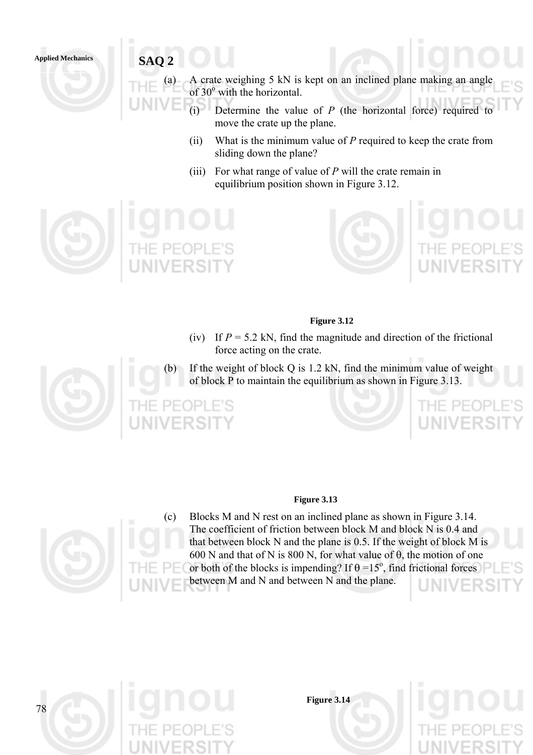## SAQ 2

(a) A crate weighing 5 kN is kept on an inclined plane making an angle of 30° with the horizontal.

   (i) Determine the value of *P* (the horizontal force) required to move the crate up the plane.

   (ii) What is the minimum value of *P* required to keep the crate from sliding down the plane?

   (iii) For what range of value of *P* will the crate remain in equilibrium position shown in Figure 3.12.

**Figure 3.12**

   (iv) If $P$ = 5.2 kN, find the magnitude and direction of the frictional force acting on the crate.

(b) If the weight of block Q is 1.2 kN, find the minimum value of weight of block P to maintain the equilibrium as shown in Figure 3.13.

**Figure 3.13**

(c) Blocks M and N rest on an inclined plane as shown in Figure 3.14. The coefficient of friction between block M and block N is 0.4 and that between block N and the plane is 0.5. If the weight of block M is 600 N and that of N is 800 N, for what value of $\theta$, the motion of one or both of the blocks is impending? If $\theta$ =15°, find frictional forces between M and N and between N and the plane.

**Figure 3.14**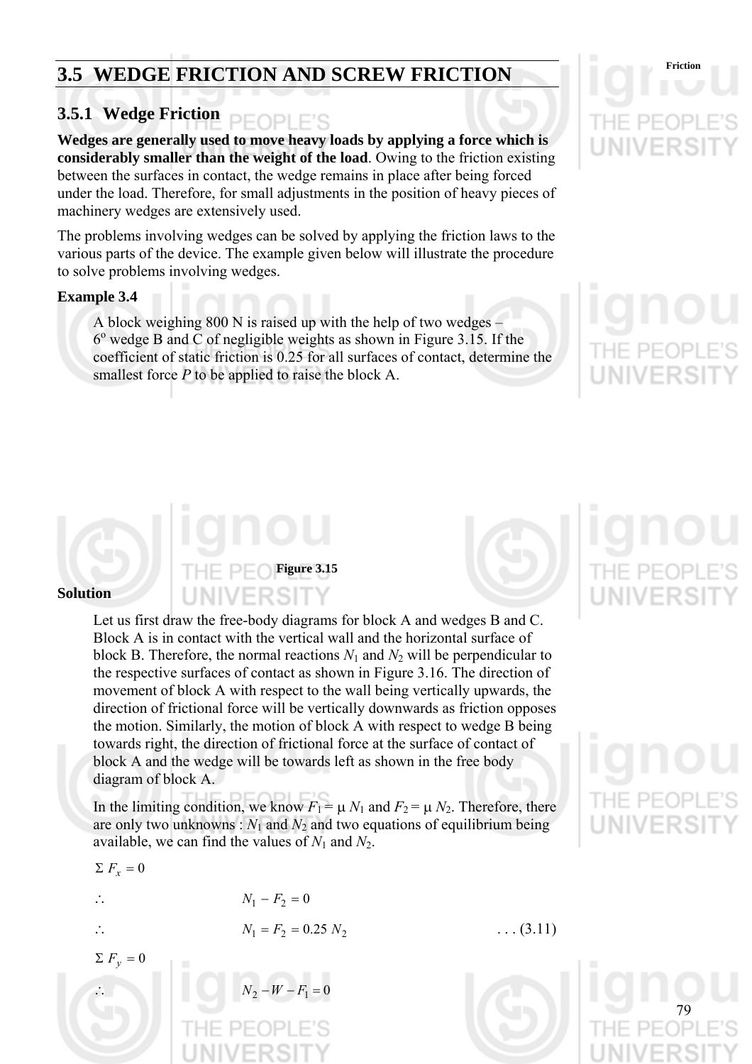# 3.5 WEDGE FRICTION AND SCREW FRICTION

## 3.5.1 Wedge Friction

**Wedges are generally used to move heavy loads by applying a force which is considerably smaller than the weight of the load**. Owing to the friction existing between the surfaces in contact, the wedge remains in place after being forced under the load. Therefore, for small adjustments in the position of heavy pieces of machinery wedges are extensively used.

The problems involving wedges can be solved by applying the friction laws to the various parts of the device. The example given below will illustrate the procedure to solve problems involving wedges.

### Example 3.4

A block weighing 800 N is raised up with the help of two wedges – $6^o$ wedge B and C of negligible weights as shown in Figure 3.15. If the coefficient of static friction is 0.25 for all surfaces of contact, determine the smallest force *P* to be applied to raise the block A.

Figure 3.15

### Solution

Let us first draw the free-body diagrams for block A and wedges B and C. Block A is in contact with the vertical wall and the horizontal surface of block B. Therefore, the normal reactions $N_1$ and $N_2$ will be perpendicular to the respective surfaces of contact as shown in Figure 3.16. The direction of movement of block A with respect to the wall being vertically upwards, the direction of frictional force will be vertically downwards as friction opposes the motion. Similarly, the motion of block A with respect to wedge B being towards right, the direction of frictional force at the surface of contact of block A and the wedge will be towards left as shown in the free body diagram of block A.

In the limiting condition, we know $F_1 = \mu\, N_1$ and $F_2 = \mu\, N_2$. Therefore, there are only two unknowns : $N_1$ and $N_2$ and two equations of equilibrium being available, we can find the values of $N_1$ and $N_2$.

$\Sigma\, F_x = 0$

$$\therefore \qquad N_1 - F_2 = 0$$

$$\therefore \qquad N_1 = F_2 = 0.25\, N_2 \qquad \ldots (3.11)$$

$\Sigma\, F_y = 0$

$$\therefore \qquad N_2 - W - F_1 = 0$$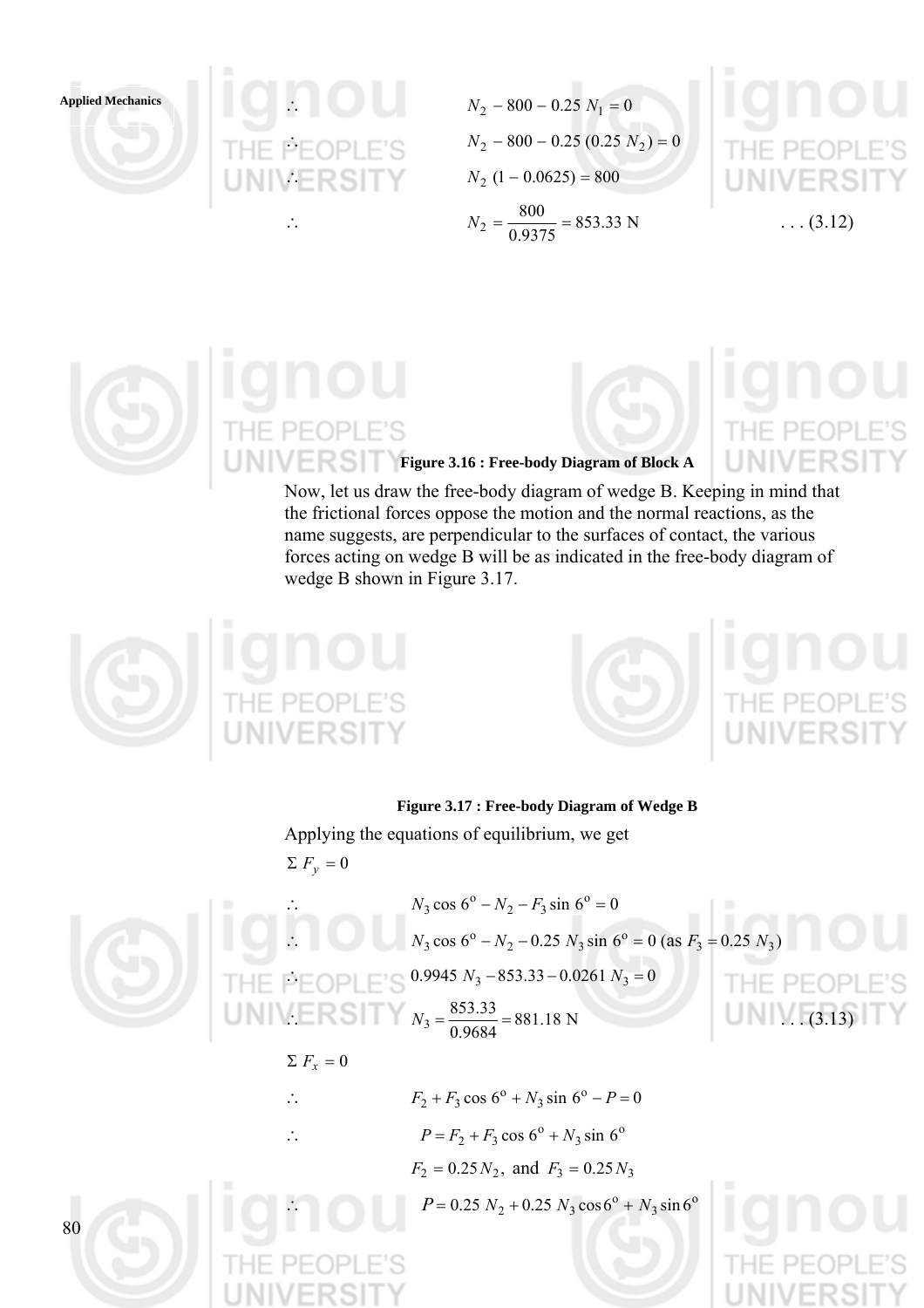$$\therefore \quad N_2 - 800 - 0.25\,N_1 = 0$$

$$\therefore \quad N_2 - 800 - 0.25\,(0.25\,N_2) = 0$$

$$\therefore \quad N_2\,(1 - 0.0625) = 800$$

$$\therefore \quad N_2 = \frac{800}{0.9375} = 853.33 \text{ N} \qquad \ldots (3.12)$$

**Figure 3.16 : Free-body Diagram of Block A**

Now, let us draw the free-body diagram of wedge B. Keeping in mind that the frictional forces oppose the motion and the normal reactions, as the name suggests, are perpendicular to the surfaces of contact, the various forces acting on wedge B will be as indicated in the free-body diagram of wedge B shown in Figure 3.17.

**Figure 3.17 : Free-body Diagram of Wedge B**

Applying the equations of equilibrium, we get

$$\Sigma\, F_y = 0$$

$$\therefore \quad N_3 \cos 6^\circ - N_2 - F_3 \sin 6^\circ = 0$$

$$\therefore \quad N_3 \cos 6^\circ - N_2 - 0.25\,N_3 \sin 6^\circ = 0 \text{ (as } F_3 = 0.25\,N_3)$$

$$\therefore \quad 0.9945\,N_3 - 853.33 - 0.0261\,N_3 = 0$$

$$\therefore \quad N_3 = \frac{853.33}{0.9684} = 881.18 \text{ N} \qquad \ldots (3.13)$$

$$\Sigma\, F_x = 0$$

$$\therefore \quad F_2 + F_3 \cos 6^\circ + N_3 \sin 6^\circ - P = 0$$

$$\therefore \quad P = F_2 + F_3 \cos 6^\circ + N_3 \sin 6^\circ$$

$$F_2 = 0.25\,N_2, \text{ and } F_3 = 0.25\,N_3$$

$$\therefore \quad P = 0.25\,N_2 + 0.25\,N_3 \cos 6^\circ + N_3 \sin 6^\circ$$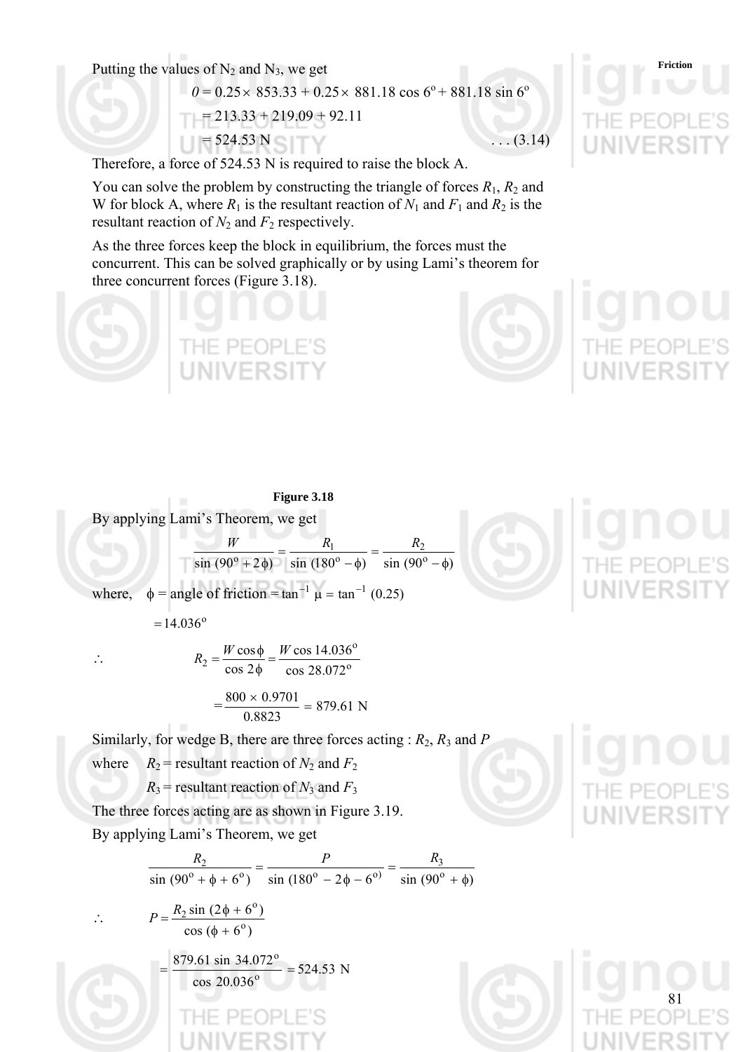Putting the values of $N_2$ and $N_3$, we get

$$0 = 0.25 \times 853.33 + 0.25 \times 881.18 \cos 6^o + 881.18 \sin 6^o$$

$$= 213.33 + 219.09 + 92.11$$

$$= 524.53 \text{ N} \qquad \ldots (3.14)$$

Therefore, a force of 524.53 N is required to raise the block A.

You can solve the problem by constructing the triangle of forces $R_1$, $R_2$ and W for block A, where $R_1$ is the resultant reaction of $N_1$ and $F_1$ and $R_2$ is the resultant reaction of $N_2$ and $F_2$ respectively.

As the three forces keep the block in equilibrium, the forces must the concurrent. This can be solved graphically or by using Lami's theorem for three concurrent forces (Figure 3.18).

**Figure 3.18**

By applying Lami's Theorem, we get

$$\frac{W}{\sin (90^o + 2\phi)} = \frac{R_1}{\sin (180^o - \phi)} = \frac{R_2}{\sin (90^o - \phi)}$$

where, $\phi$ = angle of friction $= \tan^{-1} \mu = \tan^{-1} (0.25)$

$$= 14.036^o$$

$$\therefore \qquad R_2 = \frac{W \cos \phi}{\cos 2\phi} = \frac{W \cos 14.036^o}{\cos 28.072^o}$$

$$= \frac{800 \times 0.9701}{0.8823} = 879.61 \text{ N}$$

Similarly, for wedge B, there are three forces acting : $R_2$, $R_3$ and $P$

where $\quad R_2$ = resultant reaction of $N_2$ and $F_2$

$R_3$ = resultant reaction of $N_3$ and $F_3$

The three forces acting are as shown in Figure 3.19.

By applying Lami's Theorem, we get

$$\frac{R_2}{\sin (90^o + \phi + 6^o)} = \frac{P}{\sin (180^o - 2\phi - 6^o)} = \frac{R_3}{\sin (90^o + \phi)}$$

$$\therefore \qquad P = \frac{R_2 \sin (2\phi + 6^o)}{\cos (\phi + 6^o)}$$

$$= \frac{879.61 \sin 34.072^o}{\cos 20.036^o} = 524.53 \text{ N}$$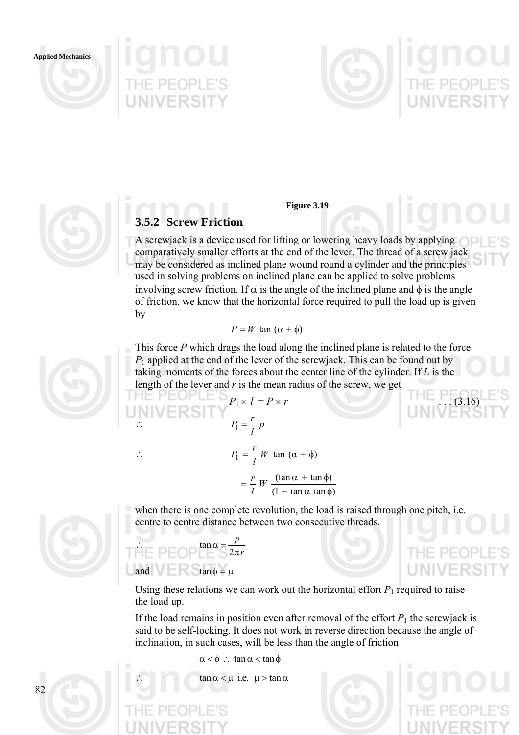**Figure 3.19**

### 3.5.2 Screw Friction

A screwjack is a device used for lifting or lowering heavy loads by applying comparatively smaller efforts at the end of the lever. The thread of a screw jack may be considered as inclined plane wound round a cylinder and the principles used in solving problems on inclined plane can be applied to solve problems involving screw friction. If $\alpha$ is the angle of the inclined plane and $\phi$ is the angle of friction, we know that the horizontal force required to pull the load up is given by

$$P = W \tan (\alpha + \phi)$$

This force $P$ which drags the load along the inclined plane is related to the force $P_1$ applied at the end of the lever of the screwjack. This can be found out by taking moments of the forces about the center line of the cylinder. If $L$ is the length of the lever and $r$ is the mean radius of the screw, we get

$$P_1 \times l = P \times r \qquad \ldots (3.16)$$

$$\therefore \quad P_1 = \frac{r}{l}\, p$$

$$\therefore \quad P_1 = \frac{r}{l}\, W \tan (\alpha + \phi)$$

$$= \frac{r}{l}\, W \, \frac{(\tan \alpha + \tan \phi)}{(1 - \tan \alpha \tan \phi)}$$

when there is one complete revolution, the load is raised through one pitch, i.e. centre to centre distance between two consecutive threads.

$$\therefore \quad \tan \alpha = \frac{p}{2 \pi r}$$

and $\quad \tan \phi = \mu$

Using these relations we can work out the horizontal effort $P_1$ required to raise the load up.

If the load remains in position even after removal of the effort $P_1$ the screwjack is said to be self-locking. It does not work in reverse direction because the angle of inclination, in such cases, will be less than the angle of friction

$$\alpha < \phi \ \therefore \ \tan \alpha < \tan \phi$$

$$\therefore \quad \tan \alpha < \mu \ \text{ i.e. } \ \mu > \tan \alpha$$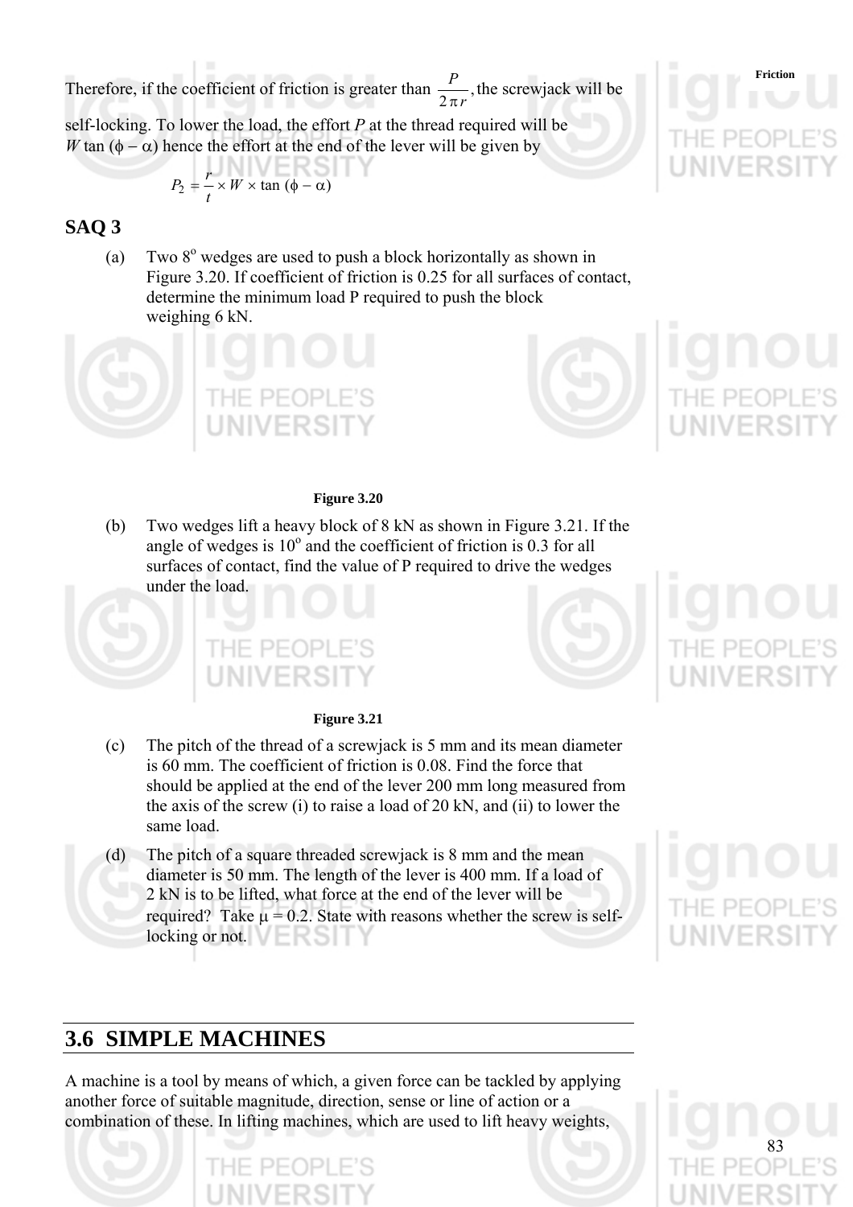Therefore, if the coefficient of friction is greater than $\frac{P}{2\pi r}$, the screwjack will be self-locking. To lower the load, the effort $P$ at the thread required will be $W \tan(\phi - \alpha)$ hence the effort at the end of the lever will be given by

$$P_2 = \frac{r}{t} \times W \times \tan(\phi - \alpha)$$

## SAQ 3

(a) Two $8^o$ wedges are used to push a block horizontally as shown in Figure 3.20. If coefficient of friction is 0.25 for all surfaces of contact, determine the minimum load P required to push the block weighing 6 kN.

**Figure 3.20**

(b) Two wedges lift a heavy block of 8 kN as shown in Figure 3.21. If the angle of wedges is $10^o$ and the coefficient of friction is 0.3 for all surfaces of contact, find the value of P required to drive the wedges under the load.

**Figure 3.21**

(c) The pitch of the thread of a screwjack is 5 mm and its mean diameter is 60 mm. The coefficient of friction is 0.08. Find the force that should be applied at the end of the lever 200 mm long measured from the axis of the screw (i) to raise a load of 20 kN, and (ii) to lower the same load.

(d) The pitch of a square threaded screwjack is 8 mm and the mean diameter is 50 mm. The length of the lever is 400 mm. If a load of 2 kN is to be lifted, what force at the end of the lever will be required? Take $\mu = 0.2$. State with reasons whether the screw is self-locking or not.

## 3.6 SIMPLE MACHINES

A machine is a tool by means of which, a given force can be tackled by applying another force of suitable magnitude, direction, sense or line of action or a combination of these. In lifting machines, which are used to lift heavy weights,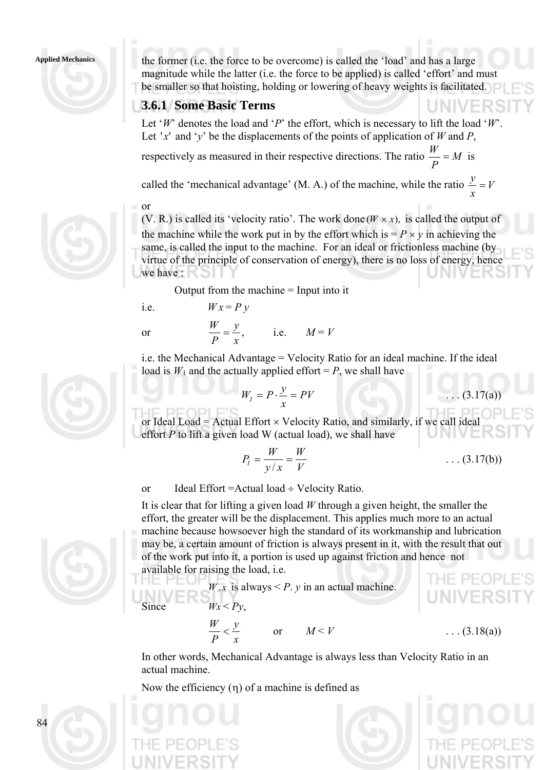the former (i.e. the force to be overcome) is called the 'load' and has a large magnitude while the latter (i.e. the force to be applied) is called 'effort' and must be smaller so that hoisting, holding or lowering of heavy weights is facilitated.

### 3.6.1 Some Basic Terms

Let '$W$' denotes the load and '$P$' the effort, which is necessary to lift the load '$W$'. Let '$x$' and '$y$' be the displacements of the points of application of $W$ and $P$, respectively as measured in their respective directions. The ratio $\frac{W}{P} = M$ is called the 'mechanical advantage' (M. A.) of the machine, while the ratio $\frac{y}{x} = V$ or (V. R.) is called its 'velocity ratio'. The work done $(W \times x)$, is called the output of the machine while the work put in by the effort which is $= P \times y$ in achieving the same, is called the input to the machine. For an ideal or frictionless machine (by virtue of the principle of conservation of energy), there is no loss of energy, hence we have :

Output from the machine = Input into it

i.e. $W\,x = P\,y$

or $\frac{W}{P} = \frac{y}{x}$, i.e. $M = V$

i.e. the Mechanical Advantage = Velocity Ratio for an ideal machine. If the ideal load is $W_1$ and the actually applied effort = $P$, we shall have

$$W_I = P \cdot \frac{y}{x} = PV \qquad \text{. . . (3.17(a))}$$

or Ideal Load = Actual Effort × Velocity Ratio, and similarly, if we call ideal effort $P$ to lift a given load W (actual load), we shall have

$$P_I = \frac{W}{y/x} = \frac{W}{V} \qquad \text{. . . (3.17(b))}$$

or Ideal Effort =Actual load ÷ Velocity Ratio.

It is clear that for lifting a given load $W$ through a given height, the smaller the effort, the greater will be the displacement. This applies much more to an actual machine because howsoever high the standard of its workmanship and lubrication may be, a certain amount of friction is always present in it, with the result that out of the work put into it, a portion is used up against friction and hence not available for raising the load, i.e.

$W . x$ is always < $P . y$ in an actual machine.

Since $Wx < Py$,

$$\frac{W}{P} < \frac{y}{x} \quad \text{or} \quad M < V \qquad \text{. . . (3.18(a))}$$

In other words, Mechanical Advantage is always less than Velocity Ratio in an actual machine.

Now the efficiency ($\eta$) of a machine is defined as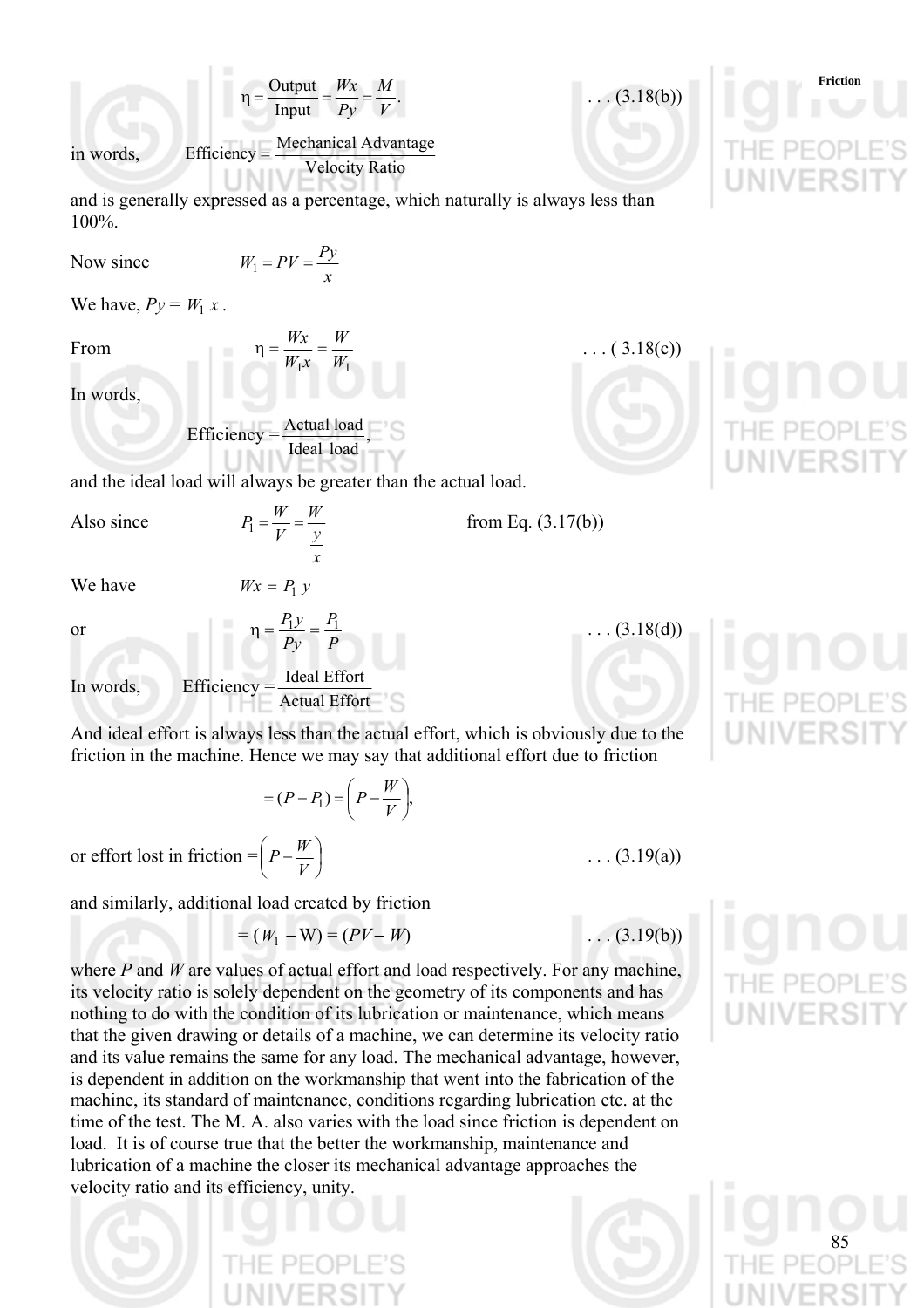$$\eta = \frac{\text{Output}}{\text{Input}} = \frac{Wx}{Py} = \frac{M}{V}. \qquad \ldots (3.18(b))$$

in words, $\quad \text{Efficiency} = \dfrac{\text{Mechanical Advantage}}{\text{Velocity Ratio}}$

and is generally expressed as a percentage, which naturally is always less than 100%.

Now since $\quad W_1 = PV = \dfrac{Py}{x}$

We have, $Py = W_1\, x$ .

From $$\eta = \frac{Wx}{W_1 x} = \frac{W}{W_1} \qquad \ldots (3.18(c))$$

In words,

$$\text{Efficiency} = \frac{\text{Actual load}}{\text{Ideal load}},$$

and the ideal load will always be greater than the actual load.

Also since $\quad P_1 = \dfrac{W}{V} = \dfrac{W}{\dfrac{y}{x}} \qquad$ from Eq. (3.17(b))

We have $\quad Wx = P_1\, y$

or $$\eta = \frac{P_1 y}{Py} = \frac{P_1}{P} \qquad \ldots (3.18(d))$$

In words, $\quad \text{Efficiency} = \dfrac{\text{Ideal Effort}}{\text{Actual Effort}}$

And ideal effort is always less than the actual effort, which is obviously due to the friction in the machine. Hence we may say that additional effort due to friction

$$= (P - P_1) = \left(P - \frac{W}{V}\right),$$

or effort lost in friction $= \left(P - \dfrac{W}{V}\right) \qquad \ldots (3.19(a))$

and similarly, additional load created by friction

$$= (W_1 - W) = (PV - W) \qquad \ldots (3.19(b))$$

where $P$ and $W$ are values of actual effort and load respectively. For any machine, its velocity ratio is solely dependent on the geometry of its components and has nothing to do with the condition of its lubrication or maintenance, which means that the given drawing or details of a machine, we can determine its velocity ratio and its value remains the same for any load. The mechanical advantage, however, is dependent in addition on the workmanship that went into the fabrication of the machine, its standard of maintenance, conditions regarding lubrication etc. at the time of the test. The M. A. also varies with the load since friction is dependent on load. It is of course true that the better the workmanship, maintenance and lubrication of a machine the closer its mechanical advantage approaches the velocity ratio and its efficiency, unity.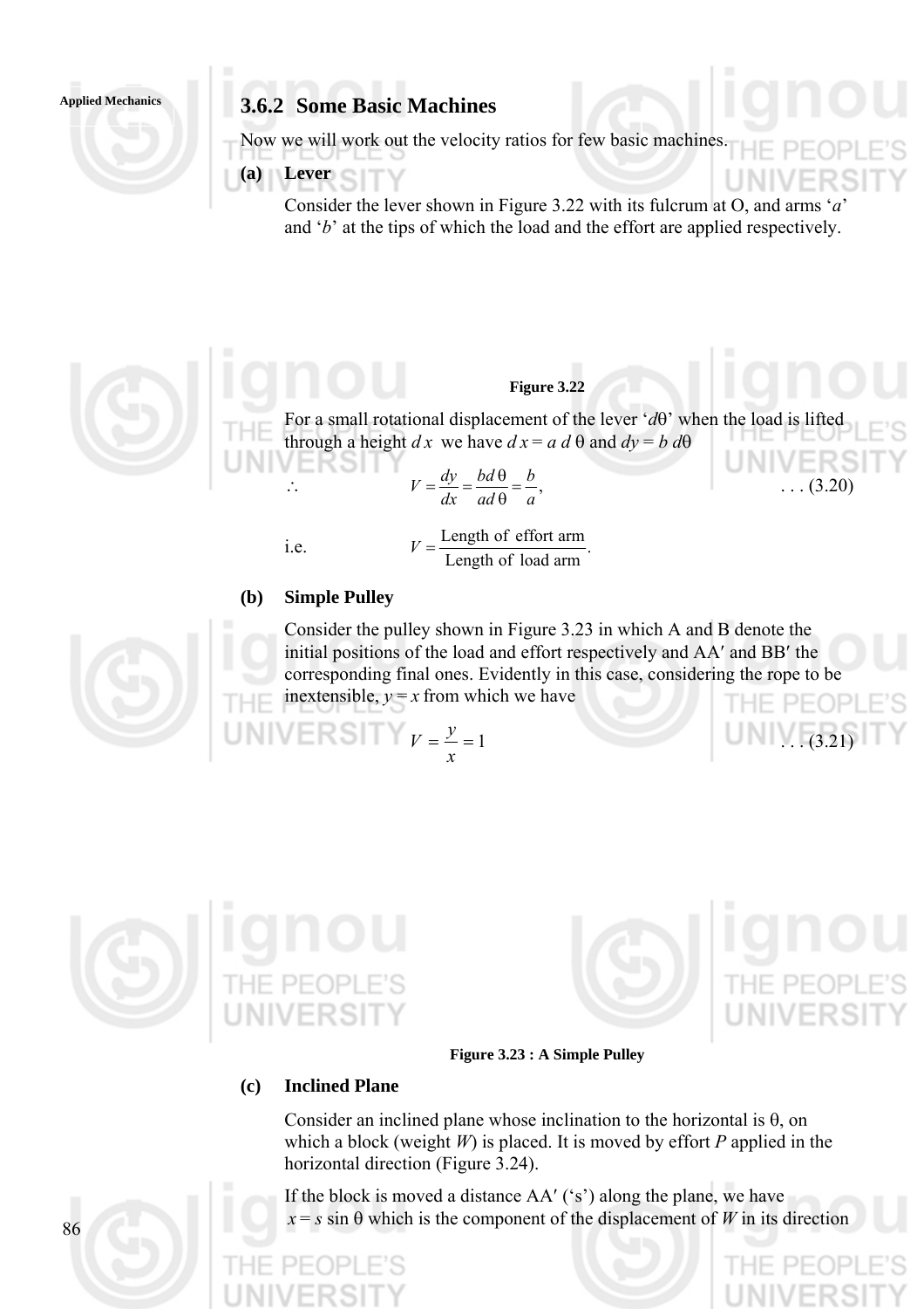### 3.6.2 Some Basic Machines

Now we will work out the velocity ratios for few basic machines.

**(a) Lever**

Consider the lever shown in Figure 3.22 with its fulcrum at O, and arms '$a$' and '$b$' at the tips of which the load and the effort are applied respectively.

**Figure 3.22**

For a small rotational displacement of the lever '$d\theta$' when the load is lifted through a height $dx$ we have $dx = a\, d\theta$ and $dy = b\, d\theta$

$$\therefore \qquad V = \frac{dy}{dx} = \frac{b d\theta}{a d\theta} = \frac{b}{a}, \qquad \ldots (3.20)$$

i.e.

$$V = \frac{\text{Length of effort arm}}{\text{Length of load arm}}.$$

**(b) Simple Pulley**

Consider the pulley shown in Figure 3.23 in which A and B denote the initial positions of the load and effort respectively and AA′ and BB′ the corresponding final ones. Evidently in this case, considering the rope to be inextensible, $y = x$ from which we have

$$V = \frac{y}{x} = 1 \qquad \ldots (3.21)$$

**Figure 3.23 : A Simple Pulley**

**(c) Inclined Plane**

Consider an inclined plane whose inclination to the horizontal is $\theta$, on which a block (weight $W$) is placed. It is moved by effort $P$ applied in the horizontal direction (Figure 3.24).

If the block is moved a distance AA′ ('s') along the plane, we have $x = s \sin \theta$ which is the component of the displacement of $W$ in its direction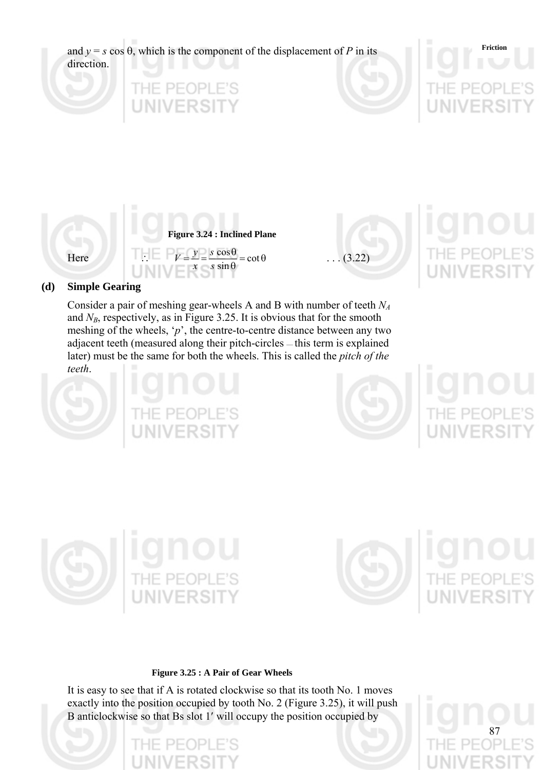and $y = s \cos \theta$, which is the component of the displacement of $P$ in its direction.

**Figure 3.24 : Inclined Plane**

Here $\quad \therefore \quad V = \dfrac{y}{x} = \dfrac{s \cos \theta}{s \sin \theta} = \cot \theta \qquad \ldots (3.22)$

## (d) Simple Gearing

Consider a pair of meshing gear-wheels A and B with number of teeth $N_A$ and $N_B$, respectively, as in Figure 3.25. It is obvious that for the smooth meshing of the wheels, '$p$', the centre-to-centre distance between any two adjacent teeth (measured along their pitch-circles – this term is explained later) must be the same for both the wheels. This is called the *pitch of the teeth*.

**Figure 3.25 : A Pair of Gear Wheels**

It is easy to see that if A is rotated clockwise so that its tooth No. 1 moves exactly into the position occupied by tooth No. 2 (Figure 3.25), it will push B anticlockwise so that Bs slot 1′ will occupy the position occupied by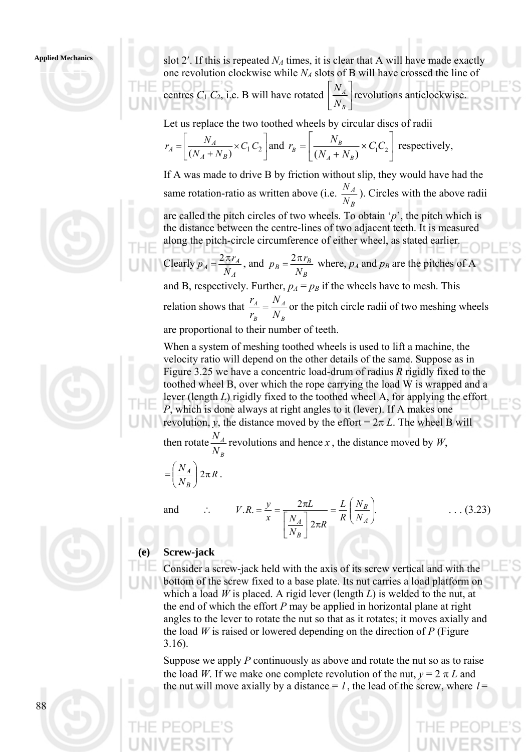slot 2′. If this is repeated $N_A$ times, it is clear that A will have made exactly one revolution clockwise while $N_A$ slots of B will have crossed the line of centres $C_1 C_2$, i.e. B will have rotated $\left[\frac{N_A}{N_B}\right]$ revolutions anticlockwise.

Let us replace the two toothed wheels by circular discs of radii $r_A = \left[\frac{N_A}{(N_A + N_B)} \times C_1 C_2\right]$ and $r_B = \left[\frac{N_B}{(N_A + N_B)} \times C_1 C_2\right]$ respectively,

If A was made to drive B by friction without slip, they would have had the same rotation-ratio as written above (i.e. $\frac{N_A}{N_B}$). Circles with the above radii are called the pitch circles of two wheels. To obtain '*p*', the pitch which is the distance between the centre-lines of two adjacent teeth. It is measured along the pitch-circle circumference of either wheel, as stated earlier.

Clearly $p_A = \frac{2\pi r_A}{N_A}$, and $p_B = \frac{2\pi r_B}{N_B}$ where, $p_A$ and $p_B$ are the pitches of A and B, respectively. Further, $p_A = p_B$ if the wheels have to mesh. This relation shows that $\frac{r_A}{r_B} = \frac{N_A}{N_B}$ or the pitch circle radii of two meshing wheels are proportional to their number of teeth.

When a system of meshing toothed wheels is used to lift a machine, the velocity ratio will depend on the other details of the same. Suppose as in Figure 3.25 we have a concentric load-drum of radius *R* rigidly fixed to the toothed wheel B, over which the rope carrying the load W is wrapped and a lever (length *L*) rigidly fixed to the toothed wheel A, for applying the effort *P*, which is done always at right angles to it (lever). If A makes one revolution, *y*, the distance moved by the effort = $2\pi L$. The wheel B will then rotate $\frac{N_A}{N_B}$ revolutions and hence $x$, the distance moved by *W*,

$$= \left(\frac{N_A}{N_B}\right) 2\pi R .$$

and $\quad \therefore \quad$ $$V.R. = \frac{y}{x} = \frac{2\pi L}{\left[\frac{N_A}{N_B}\right] 2\pi R} = \frac{L}{R}\left(\frac{N_B}{N_A}\right). \qquad \text{. . . (3.23)}$$

**(e) Screw-jack**

Consider a screw-jack held with the axis of its screw vertical and with the bottom of the screw fixed to a base plate. Its nut carries a load platform on which a load *W* is placed. A rigid lever (length *L*) is welded to the nut, at the end of which the effort *P* may be applied in horizontal plane at right angles to the lever to rotate the nut so that as it rotates; it moves axially and the load *W* is raised or lowered depending on the direction of *P* (Figure 3.16).

Suppose we apply *P* continuously as above and rotate the nut so as to raise the load *W*. If we make one complete revolution of the nut, $y = 2\pi L$ and the nut will move axially by a distance = $l$, the lead of the screw, where $l =$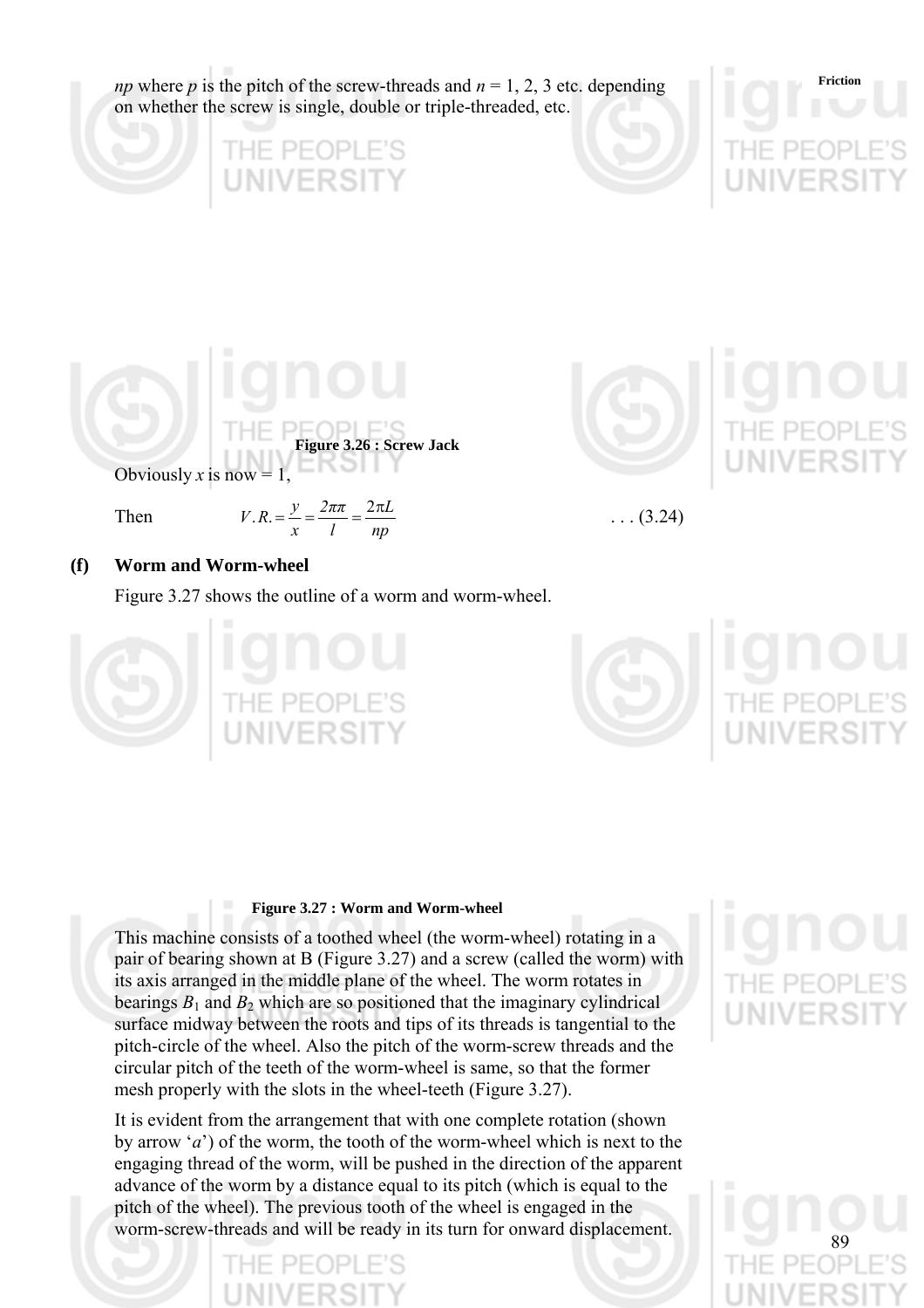*np* where *p* is the pitch of the screw-threads and $n = 1, 2, 3$ etc. depending on whether the screw is single, double or triple-threaded, etc.

**Figure 3.26 : Screw Jack**

Obviously $x$ is now = 1,

Then $$V.R. = \frac{y}{x} = \frac{2\pi\pi}{l} = \frac{2\pi L}{np} \quad \ldots (3.24)$$

## (f) Worm and Worm-wheel

Figure 3.27 shows the outline of a worm and worm-wheel.

**Figure 3.27 : Worm and Worm-wheel**

This machine consists of a toothed wheel (the worm-wheel) rotating in a pair of bearing shown at B (Figure 3.27) and a screw (called the worm) with its axis arranged in the middle plane of the wheel. The worm rotates in bearings $B_1$ and $B_2$ which are so positioned that the imaginary cylindrical surface midway between the roots and tips of its threads is tangential to the pitch-circle of the wheel. Also the pitch of the worm-screw threads and the circular pitch of the teeth of the worm-wheel is same, so that the former mesh properly with the slots in the wheel-teeth (Figure 3.27).

It is evident from the arrangement that with one complete rotation (shown by arrow '*a*') of the worm, the tooth of the worm-wheel which is next to the engaging thread of the worm, will be pushed in the direction of the apparent advance of the worm by a distance equal to its pitch (which is equal to the pitch of the wheel). The previous tooth of the wheel is engaged in the worm-screw-threads and will be ready in its turn for onward displacement.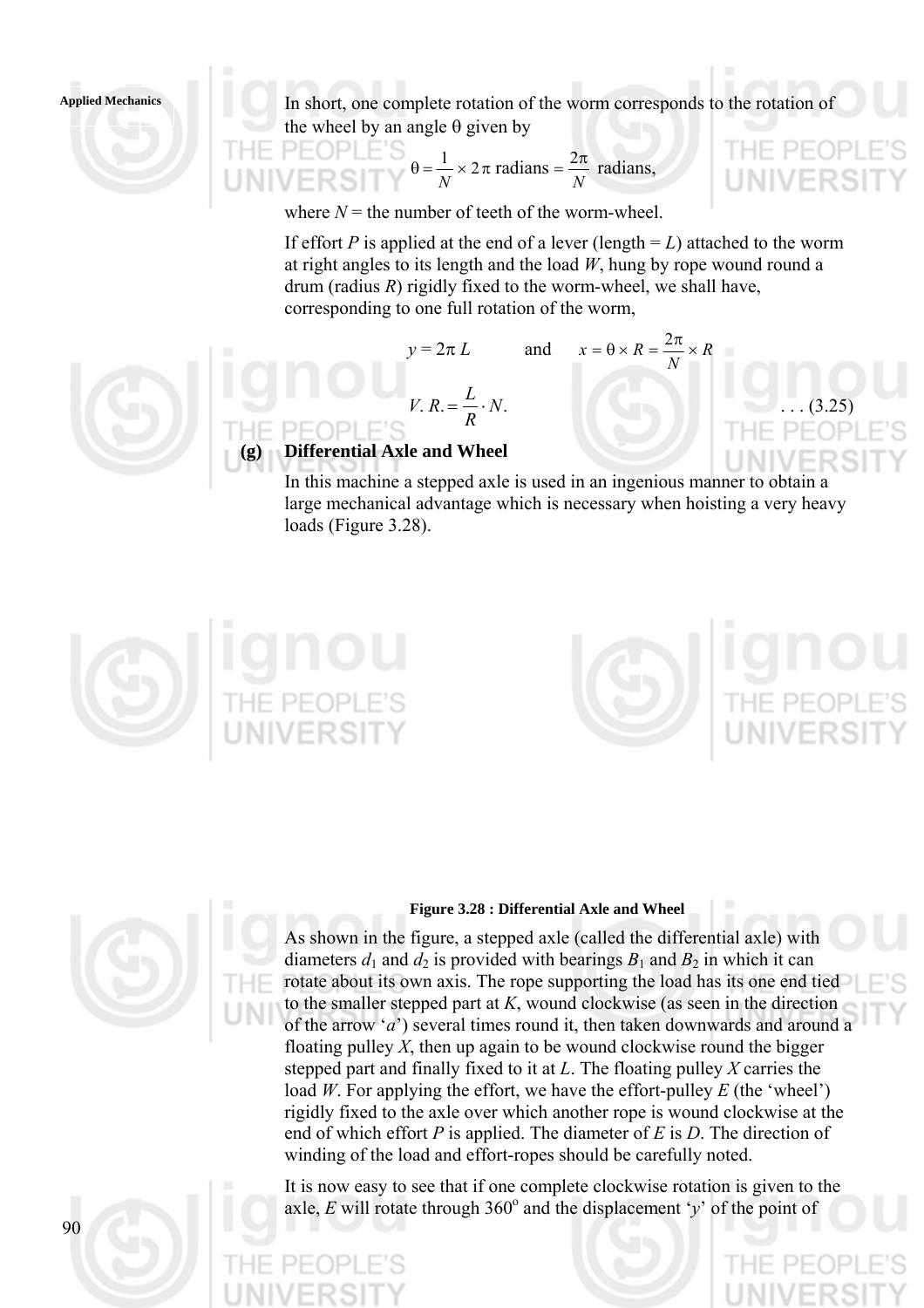In short, one complete rotation of the worm corresponds to the rotation of the wheel by an angle θ given by

$$\theta = \frac{1}{N} \times 2\pi \text{ radians} = \frac{2\pi}{N} \text{ radians,}$$

where $N$ = the number of teeth of the worm-wheel.

If effort $P$ is applied at the end of a lever (length = $L$) attached to the worm at right angles to its length and the load $W$, hung by rope wound round a drum (radius $R$) rigidly fixed to the worm-wheel, we shall have, corresponding to one full rotation of the worm,

$$y = 2\pi L \qquad \text{and} \qquad x = \theta \times R = \frac{2\pi}{N} \times R$$

$$V.\,R. = \frac{L}{R} \cdot N. \qquad \ldots (3.25)$$

### (g) Differential Axle and Wheel

In this machine a stepped axle is used in an ingenious manner to obtain a large mechanical advantage which is necessary when hoisting a very heavy loads (Figure 3.28).

**Figure 3.28 : Differential Axle and Wheel**

As shown in the figure, a stepped axle (called the differential axle) with diameters $d_1$ and $d_2$ is provided with bearings $B_1$ and $B_2$ in which it can rotate about its own axis. The rope supporting the load has its one end tied to the smaller stepped part at $K$, wound clockwise (as seen in the direction of the arrow '$a$') several times round it, then taken downwards and around a floating pulley $X$, then up again to be wound clockwise round the bigger stepped part and finally fixed to it at $L$. The floating pulley $X$ carries the load $W$. For applying the effort, we have the effort-pulley $E$ (the 'wheel') rigidly fixed to the axle over which another rope is wound clockwise at the end of which effort $P$ is applied. The diameter of $E$ is $D$. The direction of winding of the load and effort-ropes should be carefully noted.

It is now easy to see that if one complete clockwise rotation is given to the axle, $E$ will rotate through $360^{\circ}$ and the displacement '$y$' of the point of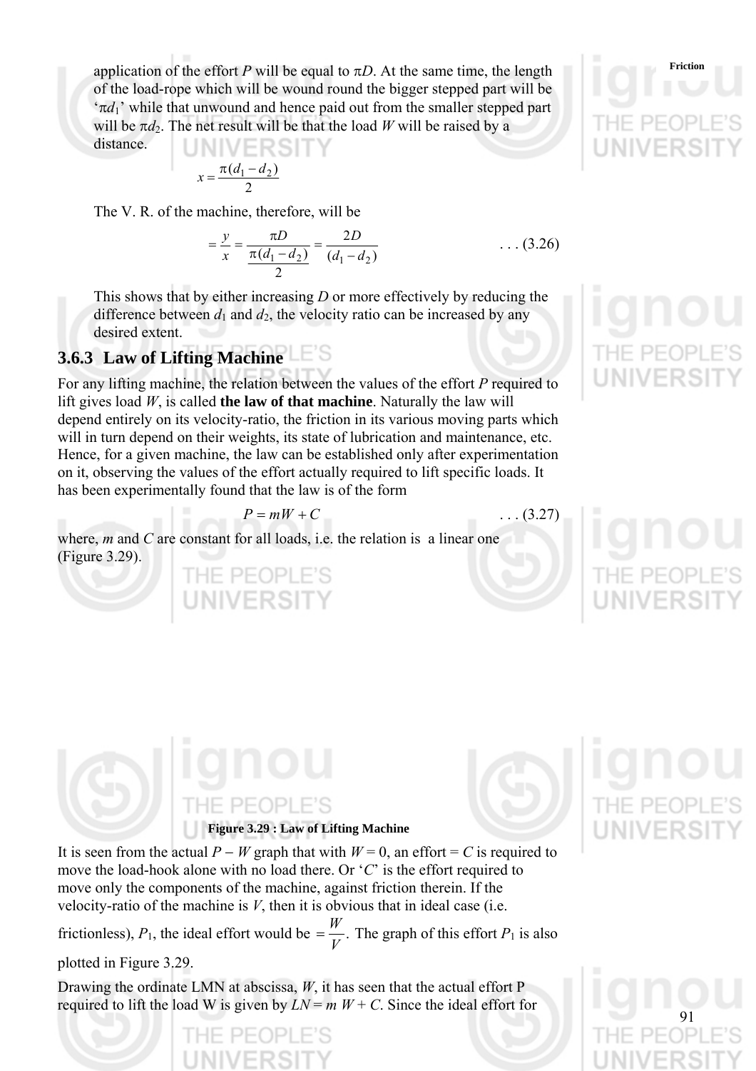application of the effort $P$ will be equal to $\pi D$. At the same time, the length of the load-rope which will be wound round the bigger stepped part will be '$\pi d_1$' while that unwound and hence paid out from the smaller stepped part will be $\pi d_2$. The net result will be that the load $W$ will be raised by a distance.

$$x = \frac{\pi (d_1 - d_2)}{2}$$

The V. R. of the machine, therefore, will be

$$= \frac{y}{x} = \frac{\pi D}{\frac{\pi (d_1 - d_2)}{2}} = \frac{2D}{(d_1 - d_2)} \qquad \ldots (3.26)$$

This shows that by either increasing $D$ or more effectively by reducing the difference between $d_1$ and $d_2$, the velocity ratio can be increased by any desired extent.

### 3.6.3 Law of Lifting Machine

For any lifting machine, the relation between the values of the effort $P$ required to lift gives load $W$, is called **the law of that machine**. Naturally the law will depend entirely on its velocity-ratio, the friction in its various moving parts which will in turn depend on their weights, its state of lubrication and maintenance, etc. Hence, for a given machine, the law can be established only after experimentation on it, observing the values of the effort actually required to lift specific loads. It has been experimentally found that the law is of the form

$$P = mW + C \qquad \ldots (3.27)$$

where, $m$ and $C$ are constant for all loads, i.e. the relation is a linear one (Figure 3.29).

**Figure 3.29 : Law of Lifting Machine**

It is seen from the actual $P - W$ graph that with $W = 0$, an effort = $C$ is required to move the load-hook alone with no load there. Or '$C$' is the effort required to move only the components of the machine, against friction therein. If the velocity-ratio of the machine is $V$, then it is obvious that in ideal case (i.e. frictionless), $P_1$, the ideal effort would be $= \frac{W}{V}$. The graph of this effort $P_1$ is also plotted in Figure 3.29.

Drawing the ordinate LMN at abscissa, $W$, it has seen that the actual effort P required to lift the load W is given by $LN = m\,W + C$. Since the ideal effort for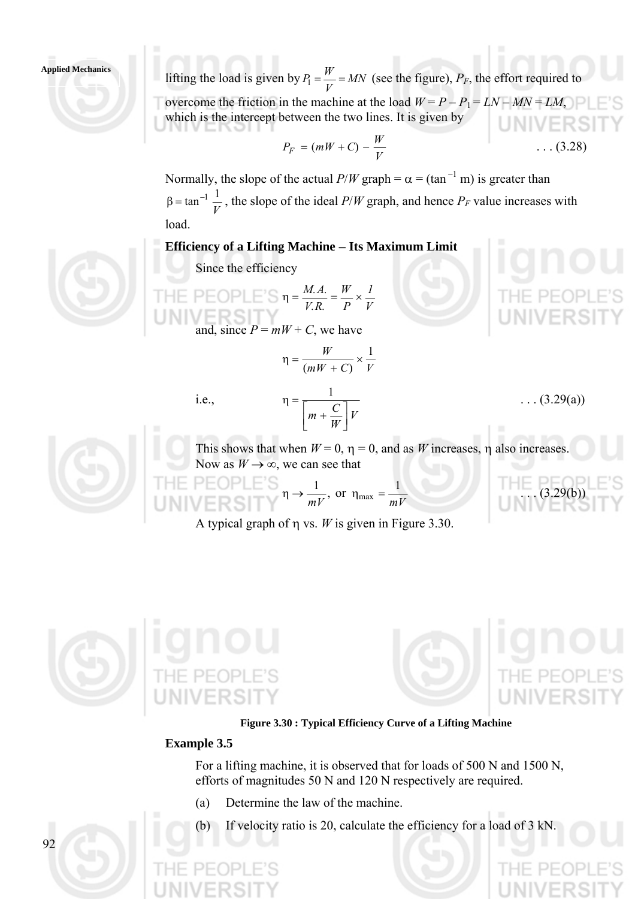lifting the load is given by $P_1 = \frac{W}{V} = MN$ (see the figure), $P_F$, the effort required to overcome the friction in the machine at the load $W = P - P_1 = LN - MN = LM$, which is the intercept between the two lines. It is given by

$$P_F = (mW + C) - \frac{W}{V} \quad \ldots (3.28)$$

Normally, the slope of the actual $P/W$ graph = $\alpha$ = ($\tan^{-1}$ m) is greater than $\beta = \tan^{-1} \frac{1}{V}$, the slope of the ideal $P/W$ graph, and hence $P_F$ value increases with load.

**Efficiency of a Lifting Machine – Its Maximum Limit**

Since the efficiency

$$\eta = \frac{M.A.}{V.R.} = \frac{W}{P} \times \frac{1}{V}$$

and, since $P = mW + C$, we have

$$\eta = \frac{W}{(mW + C)} \times \frac{1}{V}$$

i.e.,

$$\eta = \frac{1}{\left[ m + \frac{C}{W} \right] V} \quad \ldots (3.29(a))$$

This shows that when $W = 0$, $\eta = 0$, and as $W$ increases, $\eta$ also increases. Now as $W \to \infty$, we can see that

$$\eta \to \frac{1}{mV}, \text{ or } \eta_{\max} = \frac{1}{mV} \quad \ldots (3.29(b))$$

A typical graph of $\eta$ vs. $W$ is given in Figure 3.30.

**Figure 3.30 : Typical Efficiency Curve of a Lifting Machine**

### Example 3.5

For a lifting machine, it is observed that for loads of 500 N and 1500 N, efforts of magnitudes 50 N and 120 N respectively are required.

(a) Determine the law of the machine.

(b) If velocity ratio is 20, calculate the efficiency for a load of 3 kN.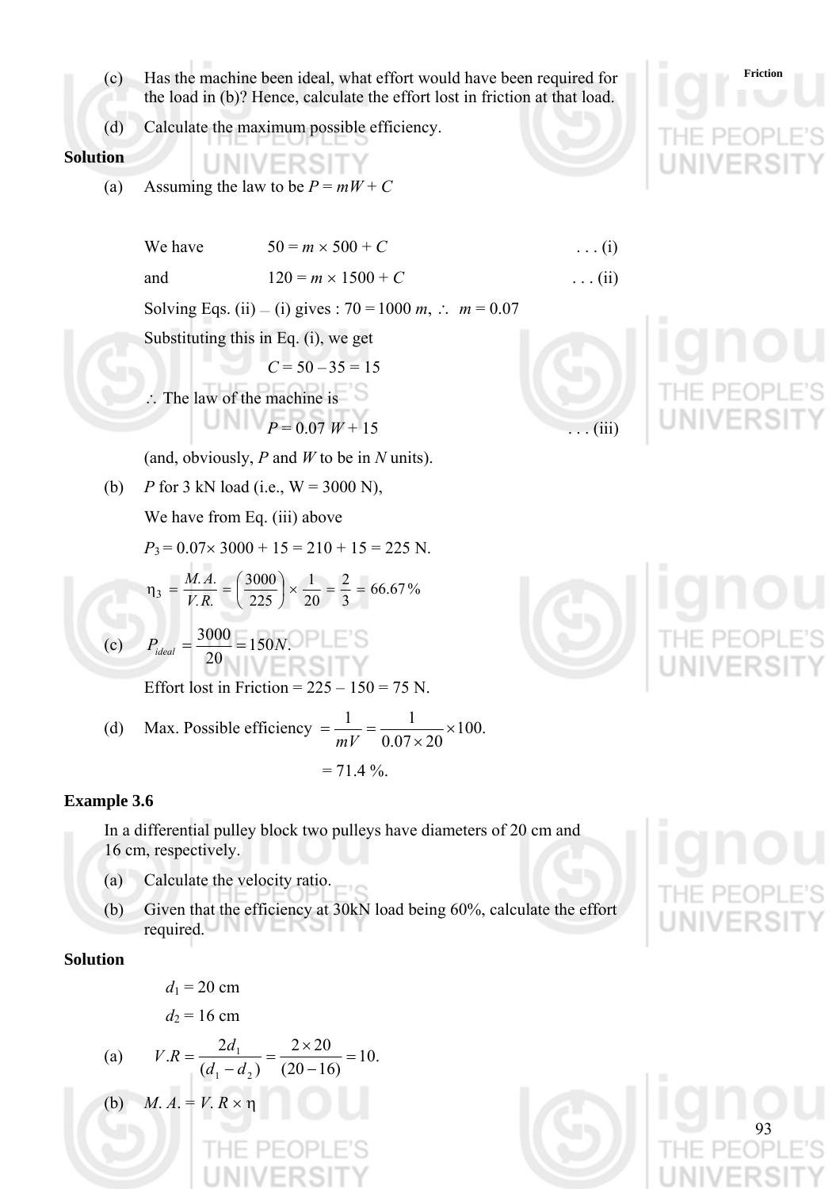(c) Has the machine been ideal, what effort would have been required for the load in (b)? Hence, calculate the effort lost in friction at that load.

(d) Calculate the maximum possible efficiency.

**Solution**

(a) Assuming the law to be $P = mW + C$

We have $\quad 50 = m \times 500 + C \quad \ldots \text{(i)}$

and $\quad 120 = m \times 1500 + C \quad \ldots \text{(ii)}$

Solving Eqs. (ii) – (i) gives : $70 = 1000\, m$, $\therefore\ m = 0.07$

Substituting this in Eq. (i), we get

$$C = 50 - 35 = 15$$

$\therefore$ The law of the machine is

$$P = 0.07\, W + 15 \quad \ldots \text{(iii)}$$

(and, obviously, $P$ and $W$ to be in $N$ units).

(b) $P$ for 3 kN load (i.e., W = 3000 N),

We have from Eq. (iii) above

$P_3 = 0.07 \times 3000 + 15 = 210 + 15 = 225$ N.

$$\eta_3 = \frac{M.A.}{V.R.} = \left(\frac{3000}{225}\right) \times \frac{1}{20} = \frac{2}{3} = 66.67\%$$

(c) $P_{ideal} = \dfrac{3000}{20} = 150 N.$

Effort lost in Friction = 225 – 150 = 75 N.

(d) Max. Possible efficiency $= \dfrac{1}{mV} = \dfrac{1}{0.07 \times 20} \times 100.$

$= 71.4$ %.

**Example 3.6**

In a differential pulley block two pulleys have diameters of 20 cm and 16 cm, respectively.

(a) Calculate the velocity ratio.

(b) Given that the efficiency at 30kN load being 60%, calculate the effort required.

**Solution**

$d_1 = 20$ cm

$d_2 = 16$ cm

(a) $$V.R = \frac{2d_1}{(d_1 - d_2)} = \frac{2 \times 20}{(20 - 16)} = 10.$$

(b) $M.\, A. = V.\, R \times \eta$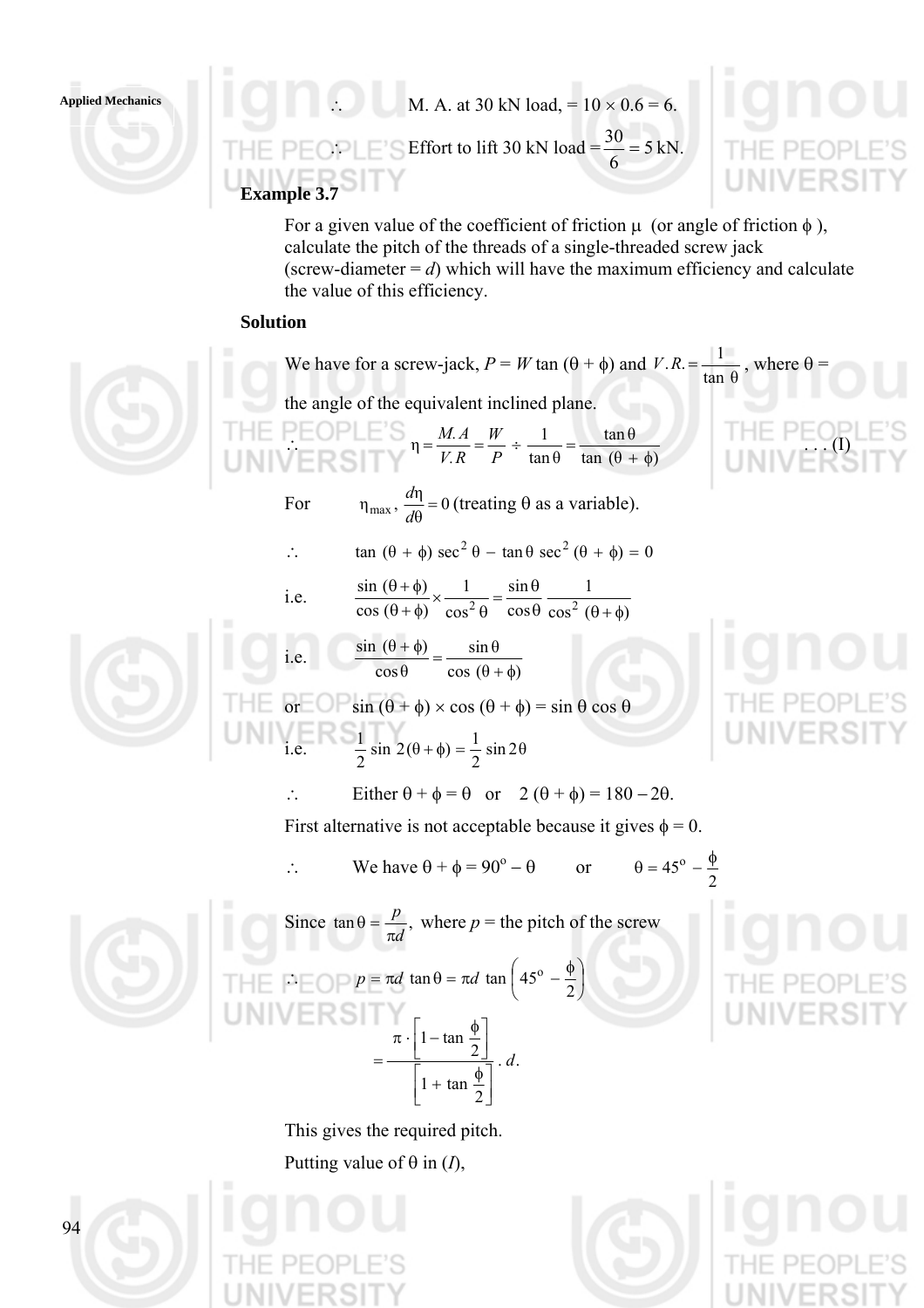$\therefore$ M. A. at 30 kN load, $= 10 \times 0.6 = 6$.

$\therefore$ Effort to lift 30 kN load $= \dfrac{30}{6} = 5$ kN.

### Example 3.7

For a given value of the coefficient of friction $\mu$ (or angle of friction $\phi$), calculate the pitch of the threads of a single-threaded screw jack (screw-diameter = $d$) which will have the maximum efficiency and calculate the value of this efficiency.

### Solution

We have for a screw-jack, $P = W \tan(\theta + \phi)$ and $V.R. = \dfrac{1}{\tan \theta}$, where $\theta$ = the angle of the equivalent inclined plane.

$$\therefore \qquad \eta = \frac{M.A}{V.R} = \frac{W}{P} \div \frac{1}{\tan\theta} = \frac{\tan\theta}{\tan(\theta + \phi)} \qquad \ldots (I)$$

For $\eta_{max}$, $\dfrac{d\eta}{d\theta} = 0$ (treating $\theta$ as a variable).

$$\therefore \qquad \tan(\theta + \phi)\sec^2\theta - \tan\theta \sec^2(\theta + \phi) = 0$$

i.e.
$$\frac{\sin(\theta + \phi)}{\cos(\theta + \phi)} \times \frac{1}{\cos^2\theta} = \frac{\sin\theta}{\cos\theta} \frac{1}{\cos^2(\theta + \phi)}$$

i.e.
$$\frac{\sin(\theta + \phi)}{\cos\theta} = \frac{\sin\theta}{\cos(\theta + \phi)}$$

or
$$\sin(\theta + \phi) \times \cos(\theta + \phi) = \sin\theta \cos\theta$$

i.e.
$$\frac{1}{2}\sin 2(\theta + \phi) = \frac{1}{2}\sin 2\theta$$

$\therefore$ Either $\theta + \phi = \theta$ or $2(\theta + \phi) = 180 - 2\theta$.

First alternative is not acceptable because it gives $\phi = 0$.

$\therefore$ We have $\theta + \phi = 90^o - \theta$ or $\theta = 45^o - \dfrac{\phi}{2}$

Since $\tan\theta = \dfrac{p}{\pi d}$, where $p$ = the pitch of the screw

$$\therefore \qquad p = \pi d \tan\theta = \pi d \tan\left(45^o - \frac{\phi}{2}\right)$$

$$= \frac{\pi \cdot \left[1 - \tan\dfrac{\phi}{2}\right]}{\left[1 + \tan\dfrac{\phi}{2}\right]} \cdot d.$$

This gives the required pitch.

Putting value of $\theta$ in ($I$),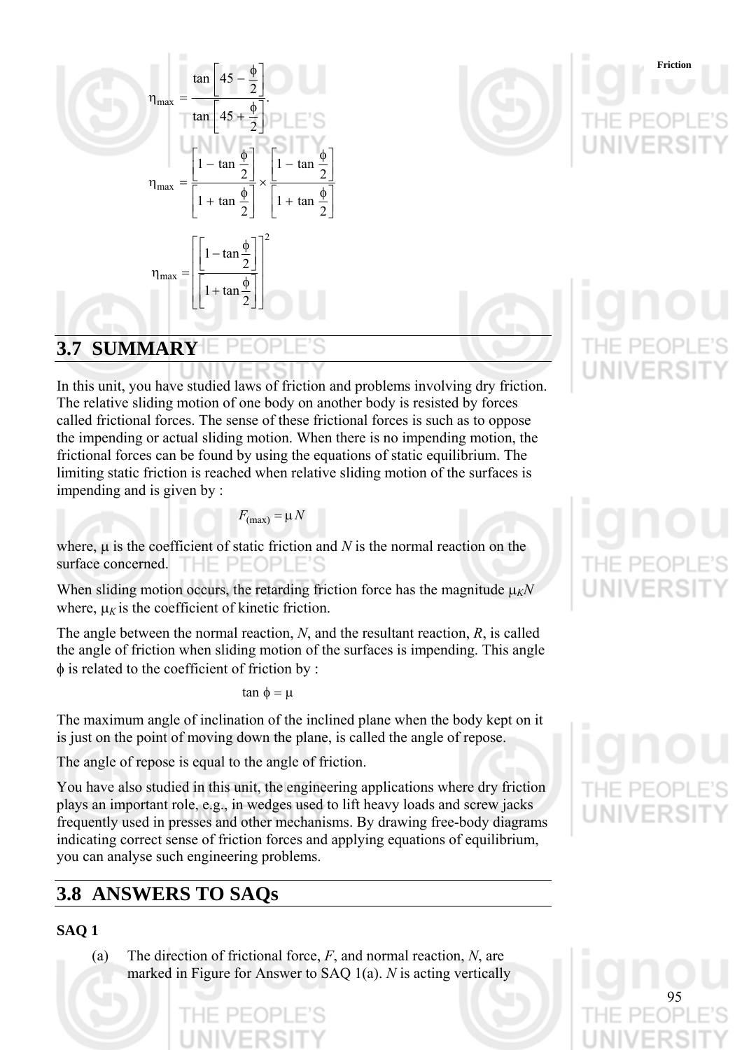$$\eta_{max} = \frac{\tan\left[45 - \frac{\phi}{2}\right]}{\tan\left[45 + \frac{\phi}{2}\right]}.$$

$$\eta_{max} = \frac{\left[1 - \tan\frac{\phi}{2}\right]}{\left[1 + \tan\frac{\phi}{2}\right]} \times \frac{\left[1 - \tan\frac{\phi}{2}\right]}{\left[1 + \tan\frac{\phi}{2}\right]}$$

$$\eta_{max} = \left[\frac{\left[1 - \tan\frac{\phi}{2}\right]}{\left[1 + \tan\frac{\phi}{2}\right]}\right]^2$$

## 3.7 SUMMARY

In this unit, you have studied laws of friction and problems involving dry friction. The relative sliding motion of one body on another body is resisted by forces called frictional forces. The sense of these frictional forces is such as to oppose the impending or actual sliding motion. When there is no impending motion, the frictional forces can be found by using the equations of static equilibrium. The limiting static friction is reached when relative sliding motion of the surfaces is impending and is given by :

$$F_{(max)} = \mu N$$

where, $\mu$ is the coefficient of static friction and $N$ is the normal reaction on the surface concerned.

When sliding motion occurs, the retarding friction force has the magnitude $\mu_K N$ where, $\mu_K$ is the coefficient of kinetic friction.

The angle between the normal reaction, $N$, and the resultant reaction, $R$, is called the angle of friction when sliding motion of the surfaces is impending. This angle $\phi$ is related to the coefficient of friction by :

$$\tan \phi = \mu$$

The maximum angle of inclination of the inclined plane when the body kept on it is just on the point of moving down the plane, is called the angle of repose.

The angle of repose is equal to the angle of friction.

You have also studied in this unit, the engineering applications where dry friction plays an important role, e.g., in wedges used to lift heavy loads and screw jacks frequently used in presses and other mechanisms. By drawing free-body diagrams indicating correct sense of friction forces and applying equations of equilibrium, you can analyse such engineering problems.

## 3.8 ANSWERS TO SAQs

**SAQ 1**

(a) The direction of frictional force, $F$, and normal reaction, $N$, are marked in Figure for Answer to SAQ 1(a). $N$ is acting vertically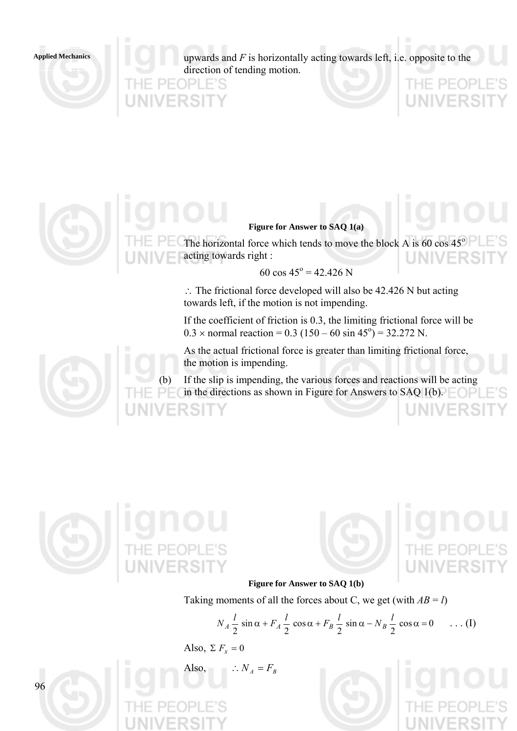upwards and $F$ is horizontally acting towards left, i.e. opposite to the direction of tending motion.

**Figure for Answer to SAQ 1(a)**

The horizontal force which tends to move the block A is 60 cos 45° acting towards right :

$$60 \cos 45^{o} = 42.426 \text{ N}$$

$\therefore$ The frictional force developed will also be 42.426 N but acting towards left, if the motion is not impending.

If the coefficient of friction is 0.3, the limiting frictional force will be $0.3 \times$ normal reaction = 0.3 (150 – 60 sin 45°) = 32.272 N.

As the actual frictional force is greater than limiting frictional force, the motion is impending.

(b) If the slip is impending, the various forces and reactions will be acting in the directions as shown in Figure for Answers to SAQ 1(b).

**Figure for Answer to SAQ 1(b)**

Taking moments of all the forces about C, we get (with $AB = l$)

$$N_A \frac{l}{2} \sin \alpha + F_A \frac{l}{2} \cos \alpha + F_B \frac{l}{2} \sin \alpha - N_B \frac{l}{2} \cos \alpha = 0 \qquad . . . \text{(I)}$$

Also, $\Sigma F_x = 0$

Also, $\quad \therefore N_A = F_B$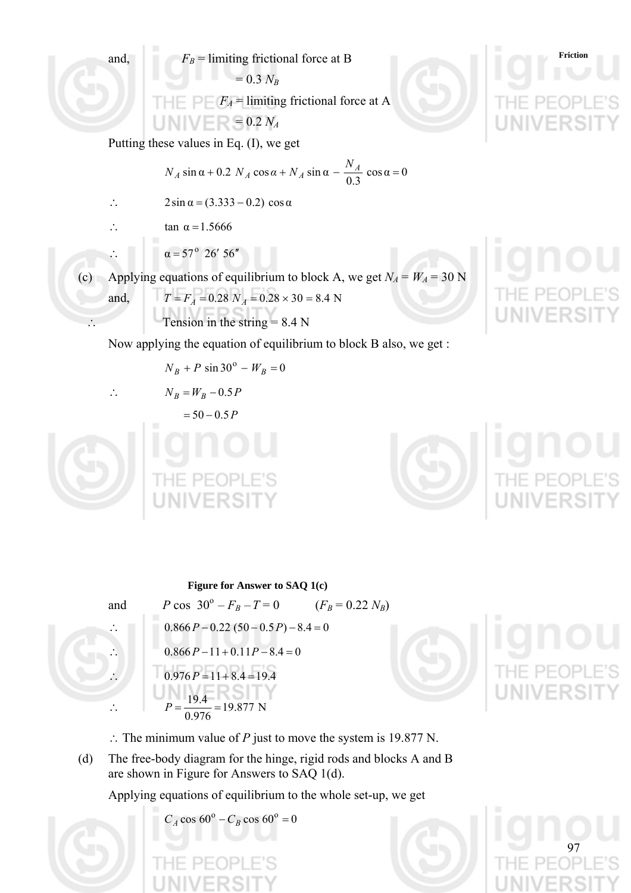and, $F_B$ = limiting frictional force at B

$$= 0.3\ N_B$$

$F_A$ = limiting frictional force at A

$$= 0.2\ N_A$$

Putting these values in Eq. (I), we get

$$N_A \sin\alpha + 0.2\ N_A \cos\alpha + N_A \sin\alpha - \frac{N_A}{0.3} \cos\alpha = 0$$

$$\therefore \quad 2\sin\alpha = (3.333 - 0.2)\ \cos\alpha$$

$$\therefore \quad \tan\ \alpha = 1.5666$$

$$\therefore \quad \alpha = 57^\circ\ 26'\ 56''$$

(c) Applying equations of equilibrium to block A, we get $N_A = W_A = 30$ N

and, $T = F_A = 0.28\ N_A = 0.28 \times 30 = 8.4$ N

$\therefore$ Tension in the string = 8.4 N

Now applying the equation of equilibrium to block B also, we get :

$$N_B + P\ \sin 30^\circ - W_B = 0$$

$$\therefore \quad N_B = W_B - 0.5P$$

$$= 50 - 0.5P$$

**Figure for Answer to SAQ 1(c)**

and $P\cos\ 30^\circ - F_B - T = 0$ $\quad (F_B = 0.22\ N_B)$

$$\therefore \quad 0.866P - 0.22\ (50 - 0.5P) - 8.4 = 0$$

$$\therefore \quad 0.866P - 11 + 0.11P - 8.4 = 0$$

$$\therefore \quad 0.976P = 11 + 8.4 = 19.4$$

$$\therefore \quad P = \frac{19.4}{0.976} = 19.877\ \text{N}$$

$\therefore$ The minimum value of $P$ just to move the system is 19.877 N.

(d) The free-body diagram for the hinge, rigid rods and blocks A and B are shown in Figure for Answers to SAQ 1(d).

Applying equations of equilibrium to the whole set-up, we get

$$C_A \cos 60^\circ - C_B \cos 60^\circ = 0$$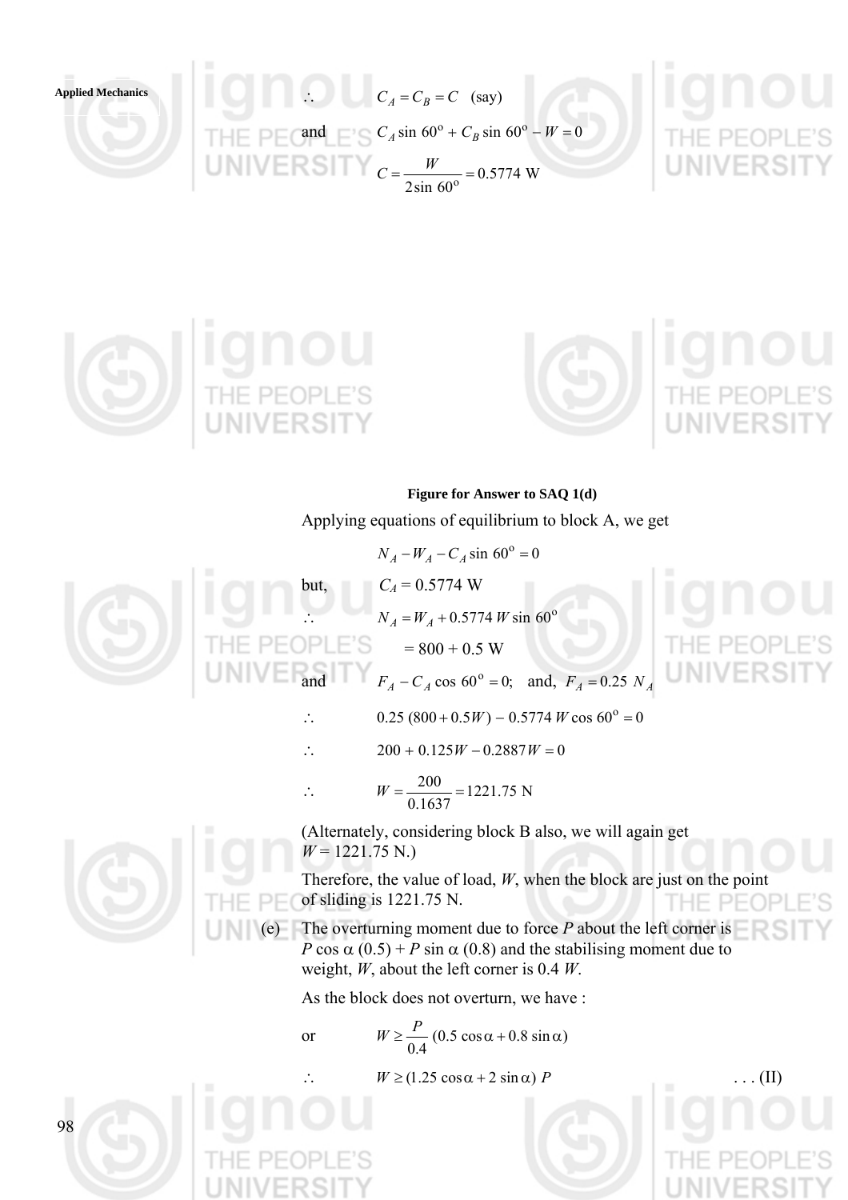$$\therefore \quad C_A = C_B = C \quad \text{(say)}$$

and $\quad C_A \sin 60^{\circ} + C_B \sin 60^{\circ} - W = 0$

$$C = \frac{W}{2 \sin 60^{\circ}} = 0.5774 \text{ W}$$

**Figure for Answer to SAQ 1(d)**

Applying equations of equilibrium to block A, we get

$$N_A - W_A - C_A \sin 60^{\circ} = 0$$

but, $\quad C_A = 0.5774$ W

$$\therefore \quad N_A = W_A + 0.5774\, W \sin 60^{\circ}$$

$$= 800 + 0.5 \text{ W}$$

and $\quad F_A - C_A \cos 60^{\circ} = 0; \quad$ and, $\; F_A = 0.25\, N_A$

$$\therefore \quad 0.25\,(800 + 0.5W) - 0.5774\, W \cos 60^{\circ} = 0$$

$$\therefore \quad 200 + 0.125W - 0.2887W = 0$$

$$\therefore \quad W = \frac{200}{0.1637} = 1221.75 \text{ N}$$

(Alternately, considering block B also, we will again get $W = 1221.75$ N.)

Therefore, the value of load, $W$, when the block are just on the point of sliding is 1221.75 N.

(e) The overturning moment due to force $P$ about the left corner is $P \cos \alpha\ (0.5) + P \sin \alpha\ (0.8)$ and the stabilising moment due to weight, $W$, about the left corner is 0.4 $W$.

As the block does not overturn, we have :

or $\quad W \geq \dfrac{P}{0.4}\,(0.5 \cos \alpha + 0.8 \sin \alpha)$

$$\therefore \quad W \geq (1.25 \cos \alpha + 2 \sin \alpha)\, P \qquad \text{. . . (II)}$$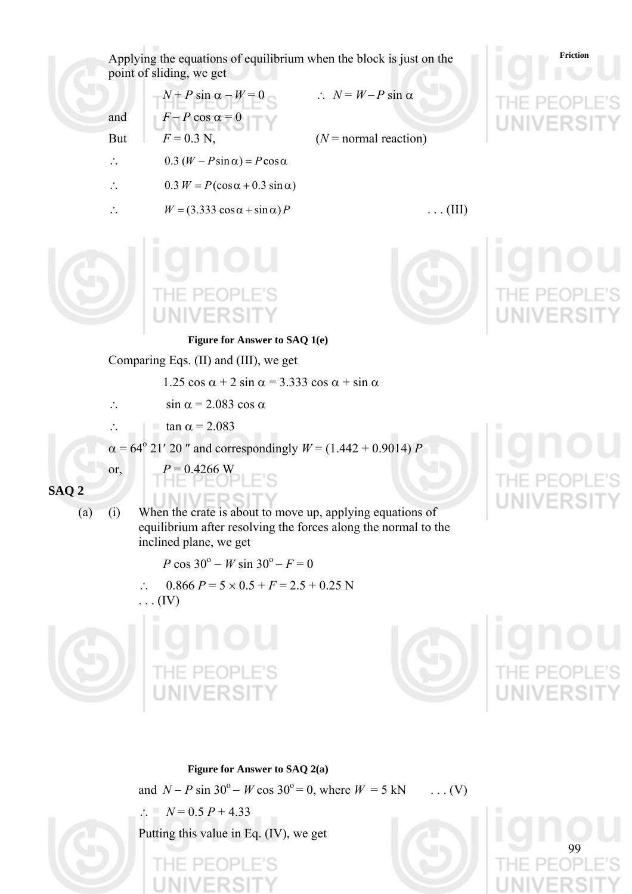Applying the equations of equilibrium when the block is just on the point of sliding, we get

$N + P \sin \alpha - W = 0$ $\quad\quad\quad \therefore \; N = W - P \sin \alpha$

and $\quad F - P \cos \alpha = 0$

But $\quad F = 0.3$ N, $\quad\quad\quad$ ($N$ = normal reaction)

$\therefore \quad 0.3\,(W - P \sin \alpha) = P \cos \alpha$

$\therefore \quad 0.3\, W = P (\cos \alpha + 0.3 \sin \alpha)$

$\therefore \quad W = (3.333 \cos \alpha + \sin \alpha) P \quad\quad\quad \ldots \text{(III)}$

**Figure for Answer to SAQ 1(e)**

Comparing Eqs. (II) and (III), we get

$1.25 \cos \alpha + 2 \sin \alpha = 3.333 \cos \alpha + \sin \alpha$

$\therefore \quad \sin \alpha = 2.083 \cos \alpha$

$\therefore \quad \tan \alpha = 2.083$

$\alpha = 64^{\circ}\, 21'\, 20''$ and correspondingly $W = (1.442 + 0.9014)\, P$

or, $\quad P = 0.4266$ W

## SAQ 2

(a) (i) When the crate is about to move up, applying equations of equilibrium after resolving the forces along the normal to the inclined plane, we get

$P \cos 30^{\circ} - W \sin 30^{\circ} - F = 0$

$\therefore \quad 0.866\, P = 5 \times 0.5 + F = 2.5 + 0.25$ N
$\ldots$ (IV)

**Figure for Answer to SAQ 2(a)**

and $N - P \sin 30^{\circ} - W \cos 30^{\circ} = 0$, where $W = 5$ kN $\quad\quad \ldots$ (V)

$\therefore \quad N = 0.5\, P + 4.33$

Putting this value in Eq. (IV), we get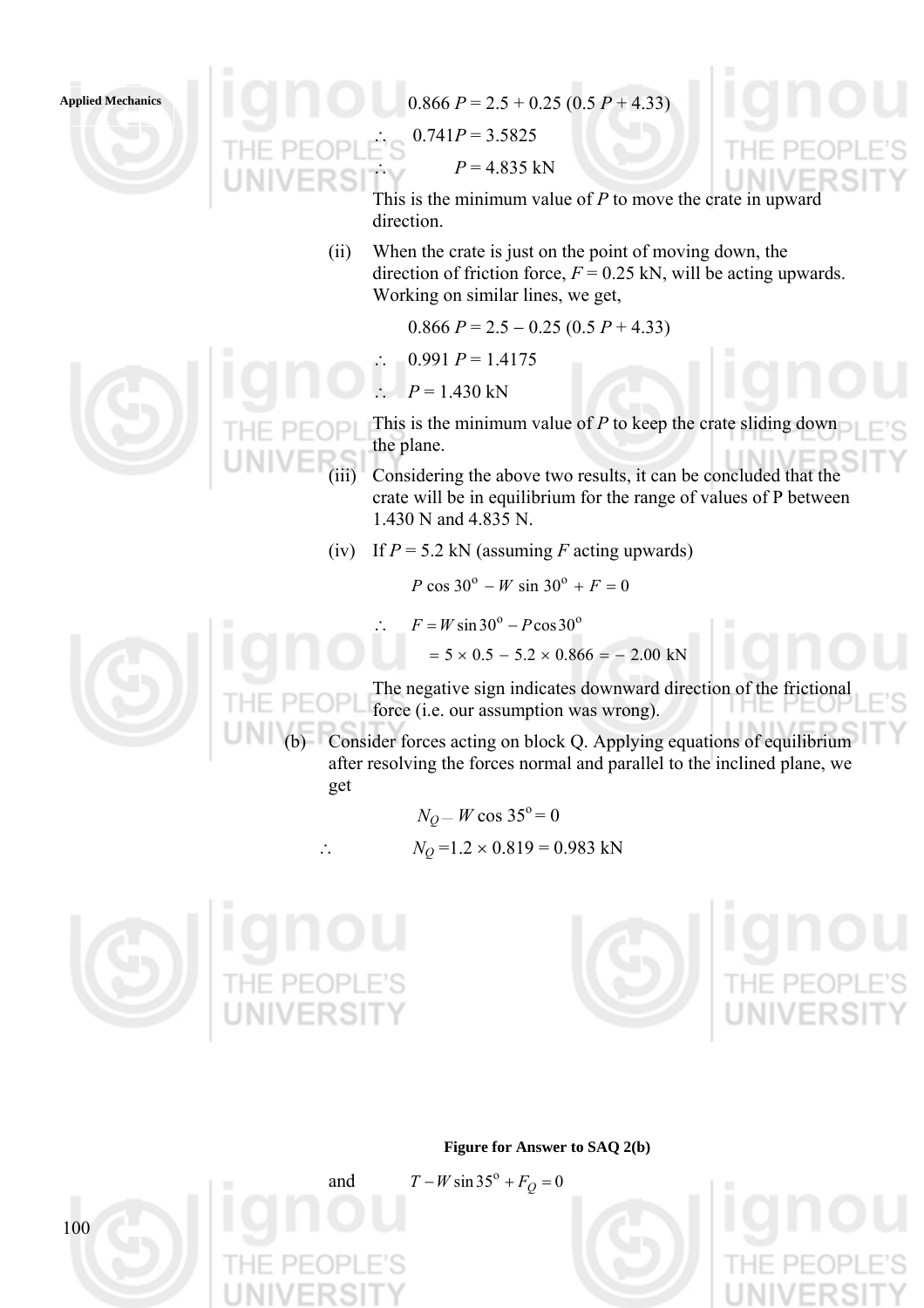$$0.866\,P = 2.5 + 0.25\,(0.5\,P + 4.33)$$

$\therefore \quad 0.741P = 3.5825$

$\therefore \quad P = 4.835$ kN

This is the minimum value of $P$ to move the crate in upward direction.

(ii) When the crate is just on the point of moving down, the direction of friction force, $F = 0.25$ kN, will be acting upwards. Working on similar lines, we get,

$$0.866\,P = 2.5 - 0.25\,(0.5\,P + 4.33)$$

$\therefore \quad 0.991\,P = 1.4175$

$\therefore \quad P = 1.430$ kN

This is the minimum value of $P$ to keep the crate sliding down the plane.

(iii) Considering the above two results, it can be concluded that the crate will be in equilibrium for the range of values of P between 1.430 N and 4.835 N.

(iv) If $P = 5.2$ kN (assuming $F$ acting upwards)

$$P \cos 30^{\circ} - W \sin 30^{\circ} + F = 0$$

$$\therefore \quad F = W \sin 30^{\circ} - P \cos 30^{\circ}$$

$$= 5 \times 0.5 - 5.2 \times 0.866 = -\,2.00 \text{ kN}$$

The negative sign indicates downward direction of the frictional force (i.e. our assumption was wrong).

(b) Consider forces acting on block Q. Applying equations of equilibrium after resolving the forces normal and parallel to the inclined plane, we get

$$N_Q - W \cos 35^{\circ} = 0$$

$$\therefore \quad N_Q = 1.2 \times 0.819 = 0.983 \text{ kN}$$

**Figure for Answer to SAQ 2(b)**

and $\quad T - W \sin 35^{\circ} + F_Q = 0$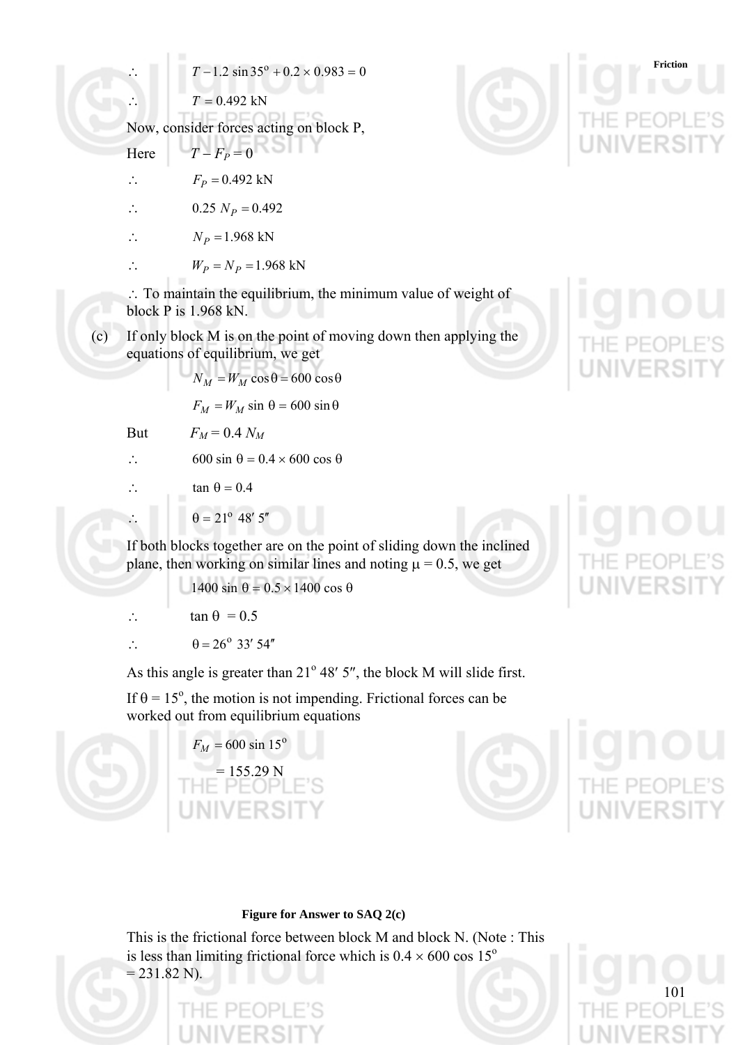$\therefore \quad T - 1.2 \sin 35^{o} + 0.2 \times 0.983 = 0$

$\therefore \quad T = 0.492$ kN

Now, consider forces acting on block P,

Here $\quad T - F_P = 0$

$\therefore \quad F_P = 0.492$ kN

$\therefore \quad 0.25\ N_P = 0.492$

$\therefore \quad N_P = 1.968$ kN

$\therefore \quad W_P = N_P = 1.968$ kN

$\therefore$ To maintain the equilibrium, the minimum value of weight of block P is 1.968 kN.

(c) If only block M is on the point of moving down then applying the equations of equilibrium, we get

$$N_M = W_M \cos\theta = 600 \cos\theta$$

$$F_M = W_M \sin\theta = 600 \sin\theta$$

But $\quad F_M = 0.4\ N_M$

$\therefore \quad 600 \sin\theta = 0.4 \times 600 \cos\theta$

$\therefore \quad \tan\theta = 0.4$

$\therefore \quad \theta = 21^{o}\ 48'\ 5''$

If both blocks together are on the point of sliding down the inclined plane, then working on similar lines and noting $\mu = 0.5$, we get

$$1400 \sin\theta = 0.5 \times 1400 \cos\theta$$

$\therefore \quad \tan\theta = 0.5$

$\therefore \quad \theta = 26^{o}\ 33'\ 54''$

As this angle is greater than $21^{o}\ 48'\ 5''$, the block M will slide first.

If $\theta = 15^{o}$, the motion is not impending. Frictional forces can be worked out from equilibrium equations

$$F_M = 600 \sin 15^{o}$$

$$= 155.29 \text{ N}$$

**Figure for Answer to SAQ 2(c)**

This is the frictional force between block M and block N. (Note : This is less than limiting frictional force which is $0.4 \times 600 \cos 15^{o} = 231.82$ N).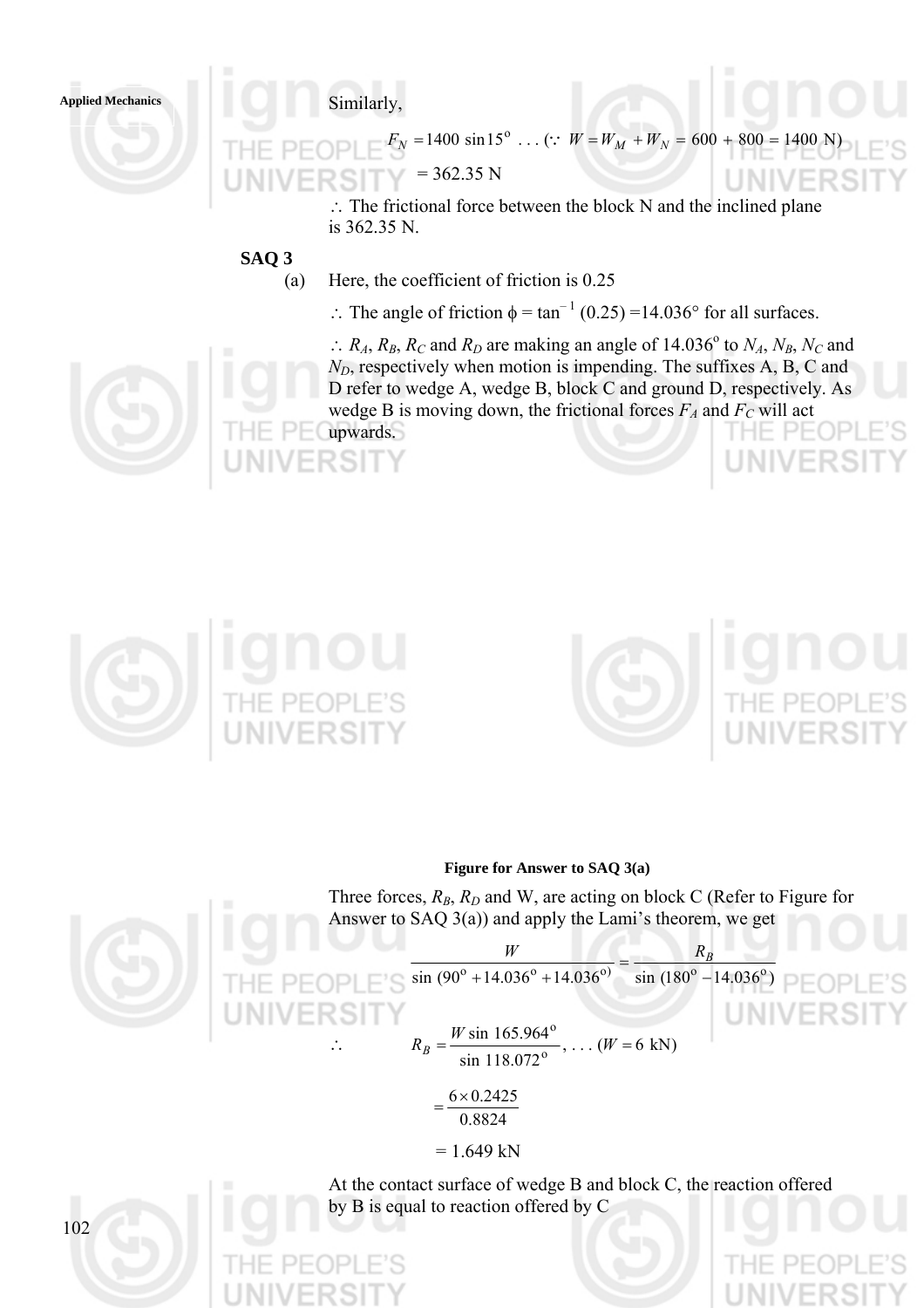Similarly,

$$F_N = 1400 \sin 15^{\circ} \ . \ . \ . \ (\because \ W = W_M + W_N = 600 + 800 = 1400 \text{ N})$$

$$= 362.35 \text{ N}$$

$\therefore$ The frictional force between the block N and the inclined plane is 362.35 N.

**SAQ 3**

(a) Here, the coefficient of friction is 0.25

$\therefore$ The angle of friction $\phi = \tan^{-1}(0.25) = 14.036°$ for all surfaces.

$\therefore$ $R_A$, $R_B$, $R_C$ and $R_D$ are making an angle of 14.036° to $N_A$, $N_B$, $N_C$ and $N_D$, respectively when motion is impending. The suffixes A, B, C and D refer to wedge A, wedge B, block C and ground D, respectively. As wedge B is moving down, the frictional forces $F_A$ and $F_C$ will act upwards.

**Figure for Answer to SAQ 3(a)**

Three forces, $R_B$, $R_D$ and W, are acting on block C (Refer to Figure for Answer to SAQ 3(a)) and apply the Lami's theorem, we get

$$\frac{W}{\sin (90^{\circ} + 14.036^{\circ} + 14.036^{\circ})} = \frac{R_B}{\sin (180^{\circ} - 14.036^{\circ})}$$

$$\therefore \quad R_B = \frac{W \sin 165.964^{\circ}}{\sin 118.072^{\circ}}, \ . \ . \ . \ (W = 6 \text{ kN})$$

$$= \frac{6 \times 0.2425}{0.8824}$$

$$= 1.649 \text{ kN}$$

At the contact surface of wedge B and block C, the reaction offered by B is equal to reaction offered by C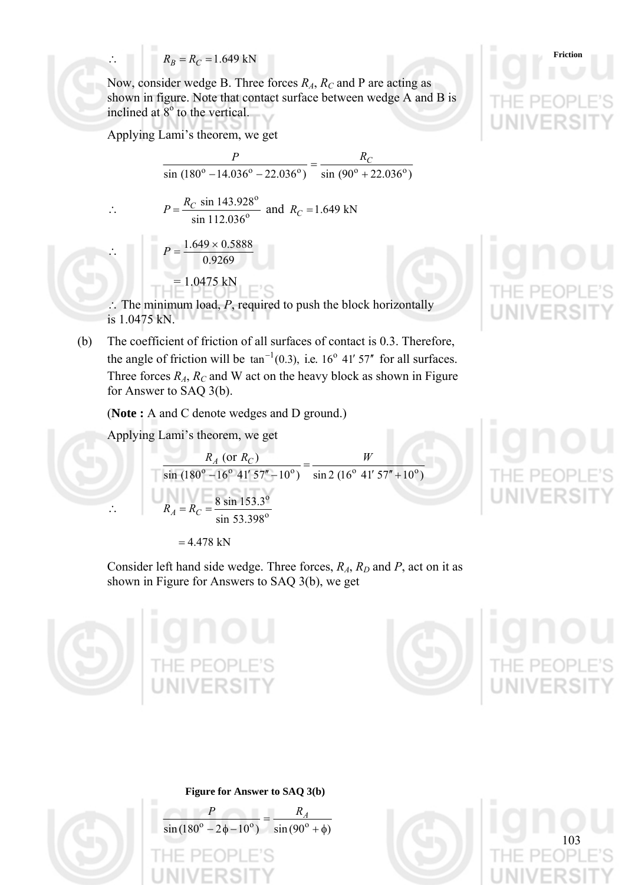$\therefore \quad R_B = R_C = 1.649$ kN

Now, consider wedge B. Three forces $R_A$, $R_C$ and P are acting as shown in figure. Note that contact surface between wedge A and B is inclined at $8^o$ to the vertical.

Applying Lami's theorem, we get

$$\frac{P}{\sin(180^o - 14.036^o - 22.036^o)} = \frac{R_C}{\sin(90^o + 22.036^o)}$$

$$\therefore \quad P = \frac{R_C \sin 143.928^o}{\sin 112.036^o} \text{ and } R_C = 1.649 \text{ kN}$$

$$\therefore \quad P = \frac{1.649 \times 0.5888}{0.9269}$$

$$= 1.0475 \text{ kN}$$

$\therefore$ The minimum load, $P$, required to push the block horizontally is 1.0475 kN.

(b) The coefficient of friction of all surfaces of contact is 0.3. Therefore, the angle of friction will be $\tan^{-1}(0.3)$, i.e. $16^o\ 41'\ 57''$ for all surfaces. Three forces $R_A$, $R_C$ and W act on the heavy block as shown in Figure for Answer to SAQ 3(b).

(**Note :** A and C denote wedges and D ground.)

Applying Lami's theorem, we get

$$\frac{R_A \text{ (or } R_C)}{\sin(180^o - 16^o\ 41'\ 57'' - 10^o)} = \frac{W}{\sin 2(16^o\ 41'\ 57'' + 10^o)}$$

$$\therefore \quad R_A = R_C = \frac{8 \sin 153.3^o}{\sin 53.398^o}$$

$$= 4.478 \text{ kN}$$

Consider left hand side wedge. Three forces, $R_A$, $R_D$ and $P$, act on it as shown in Figure for Answers to SAQ 3(b), we get

**Figure for Answer to SAQ 3(b)**

$$\frac{P}{\sin(180^o - 2\phi - 10^o)} = \frac{R_A}{\sin(90^o + \phi)}$$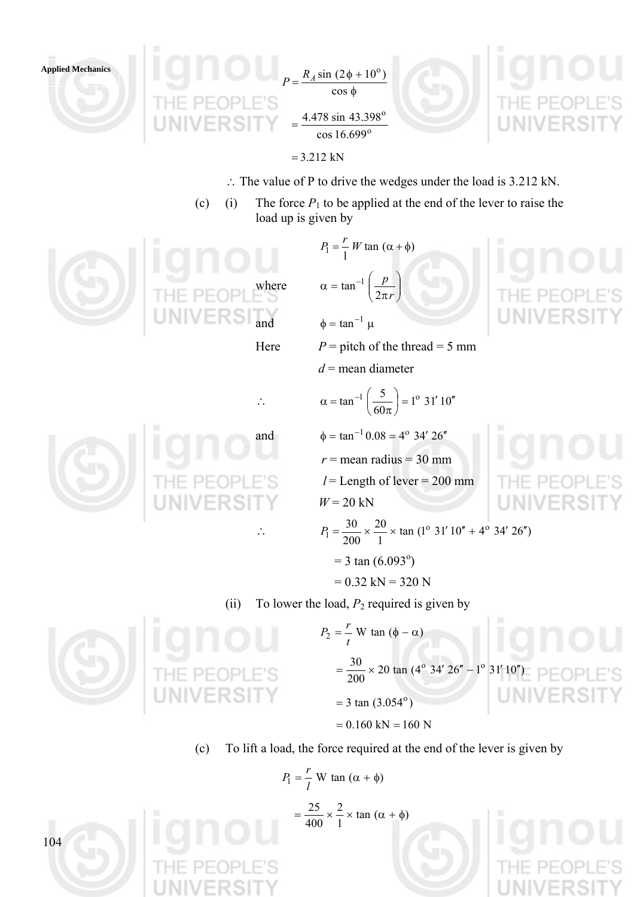$$P = \frac{R_A \sin (2\phi + 10^o)}{\cos \phi}$$

$$= \frac{4.478 \sin 43.398^o}{\cos 16.699^o}$$

$$= 3.212 \text{ kN}$$

$\therefore$ The value of P to drive the wedges under the load is 3.212 kN.

(c) (i) The force $P_1$ to be applied at the end of the lever to raise the load up is given by

$$P_1 = \frac{r}{1} W \tan (\alpha + \phi)$$

where $\alpha = \tan^{-1} \left( \frac{p}{2\pi r} \right)$

and $\phi = \tan^{-1} \mu$

Here $P$ = pitch of the thread = 5 mm

$d$ = mean diameter

$\therefore$ $\alpha = \tan^{-1} \left( \frac{5}{60\pi} \right) = 1^o \ 31' \ 10''$

and $\phi = \tan^{-1} 0.08 = 4^o \ 34' \ 26''$

$r$ = mean radius = 30 mm

$l$ = Length of lever = 200 mm

$W$ = 20 kN

$\therefore$ $P_1 = \frac{30}{200} \times \frac{20}{1} \times \tan (1^o \ 31' \ 10'' + 4^o \ 34' \ 26'')$

$= 3 \tan (6.093^o)$

$= 0.32 \text{ kN} = 320 \text{ N}$

(ii) To lower the load, $P_2$ required is given by

$$P_2 = \frac{r}{t} \text{W} \tan (\phi - \alpha)$$

$$= \frac{30}{200} \times 20 \tan (4^o \ 34' \ 26'' - 1^o \ 31' \ 10'')$$

$$= 3 \tan (3.054^o)$$

$$= 0.160 \text{ kN} = 160 \text{ N}$$

(c) To lift a load, the force required at the end of the lever is given by

$$P_1 = \frac{r}{l} \text{W} \tan (\alpha + \phi)$$

$$= \frac{25}{400} \times \frac{2}{1} \times \tan (\alpha + \phi)$$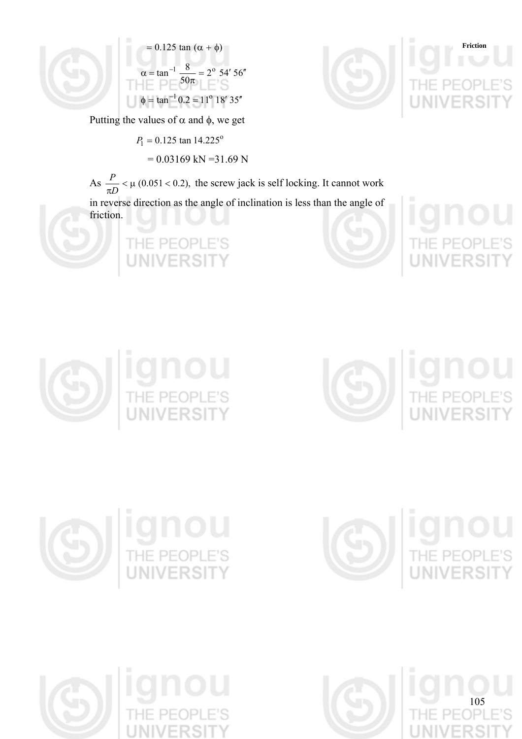$$= 0.125 \tan (\alpha + \phi)$$

$$\alpha = \tan^{-1} \frac{8}{50\pi} = 2^{o}\ 54'\ 56''$$

$$\phi = \tan^{-1} 0.2 = 11^{o}\ 18'\ 35''$$

Putting the values of $\alpha$ and $\phi$, we get

$$P_1 = 0.125 \tan 14.225^{o}$$

$$= 0.03169 \text{ kN} = 31.69 \text{ N}$$

As $\frac{P}{\pi D} < \mu \ (0.051 < 0.2),$ the screw jack is self locking. It cannot work in reverse direction as the angle of inclination is less than the angle of friction.